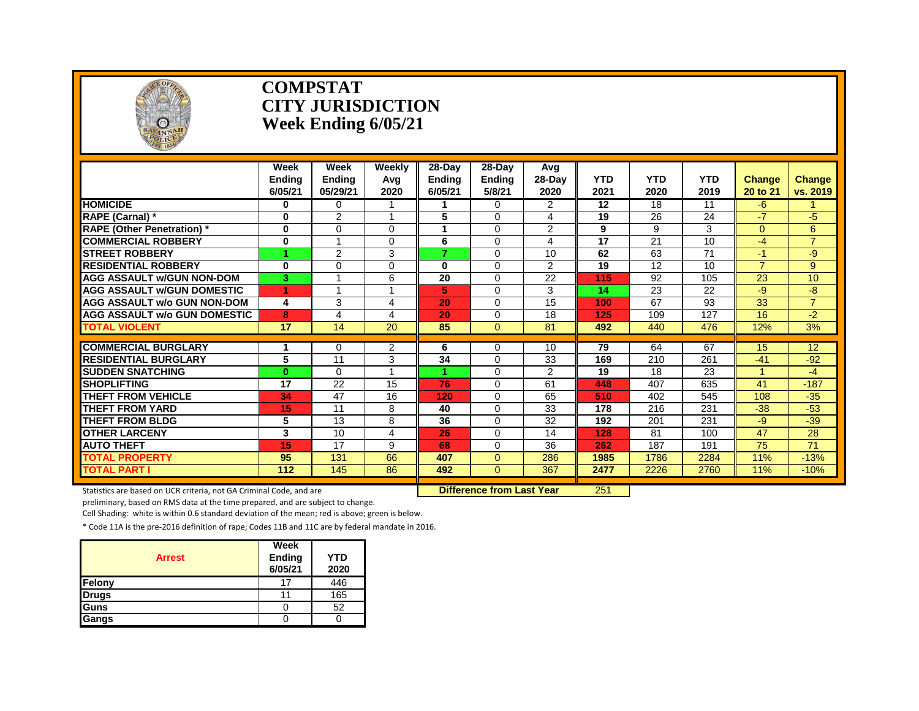# COMPSTAT
# CITY JURISDICTION
# Week Ending 6/05/21

| | Week Ending 6/05/21 | Week Ending 05/29/21 | Weekly Avg 2020 | 28-Day Ending 6/05/21 | 28-Day Ending 5/8/21 | Avg 28-Day 2020 | YTD 2021 | YTD 2020 | YTD 2019 | Change 20 to 21 | Change vs. 2019 |
|---|---|---|---|---|---|---|---|---|---|---|---|
| HOMICIDE | 0 | 0 | 1 | 1 | 0 | 2 | 12 | 18 | 11 | -6 | 1 |
| RAPE (Carnal) * | 0 | 2 | 1 | 5 | 0 | 4 | 19 | 26 | 24 | -7 | -5 |
| RAPE (Other Penetration) * | 0 | 0 | 0 | 1 | 0 | 2 | 9 | 9 | 3 | 0 | 6 |
| COMMERCIAL ROBBERY | 0 | 1 | 0 | 6 | 0 | 4 | 17 | 21 | 10 | -4 | 7 |
| STREET ROBBERY | 1 | 2 | 3 | 7 | 0 | 10 | 62 | 63 | 71 | -1 | -9 |
| RESIDENTIAL ROBBERY | 0 | 0 | 0 | 0 | 0 | 2 | 19 | 12 | 10 | 7 | 9 |
| AGG ASSAULT w/GUN NON-DOM | 3 | 1 | 6 | 20 | 0 | 22 | 115 | 92 | 105 | 23 | 10 |
| AGG ASSAULT w/GUN DOMESTIC | 1 | 1 | 1 | 5 | 0 | 3 | 14 | 23 | 22 | -9 | -8 |
| AGG ASSAULT w/o GUN NON-DOM | 4 | 3 | 4 | 20 | 0 | 15 | 100 | 67 | 93 | 33 | 7 |
| AGG ASSAULT w/o GUN DOMESTIC | 8 | 4 | 4 | 20 | 0 | 18 | 125 | 109 | 127 | 16 | -2 |
| TOTAL VIOLENT | 17 | 14 | 20 | 85 | 0 | 81 | 492 | 440 | 476 | 12% | 3% |
| COMMERCIAL BURGLARY | 1 | 0 | 2 | 6 | 0 | 10 | 79 | 64 | 67 | 15 | 12 |
| RESIDENTIAL BURGLARY | 5 | 11 | 3 | 34 | 0 | 33 | 169 | 210 | 261 | -41 | -92 |
| SUDDEN SNATCHING | 0 | 0 | 1 | 1 | 0 | 2 | 19 | 18 | 23 | 1 | -4 |
| SHOPLIFTING | 17 | 22 | 15 | 76 | 0 | 61 | 448 | 407 | 635 | 41 | -187 |
| THEFT FROM VEHICLE | 34 | 47 | 16 | 120 | 0 | 65 | 510 | 402 | 545 | 108 | -35 |
| THEFT FROM YARD | 15 | 11 | 8 | 40 | 0 | 33 | 178 | 216 | 231 | -38 | -53 |
| THEFT FROM BLDG | 5 | 13 | 8 | 36 | 0 | 32 | 192 | 201 | 231 | -9 | -39 |
| OTHER LARCENY | 3 | 10 | 4 | 26 | 0 | 14 | 128 | 81 | 100 | 47 | 28 |
| AUTO THEFT | 15 | 17 | 9 | 68 | 0 | 36 | 262 | 187 | 191 | 75 | 71 |
| TOTAL PROPERTY | 95 | 131 | 66 | 407 | 0 | 286 | 1985 | 1786 | 2284 | 11% | -13% |
| TOTAL PART I | 112 | 145 | 86 | 492 | 0 | 367 | 2477 | 2226 | 2760 | 11% | -10% |

**Difference from Last Year** 251

Statistics are based on UCR criteria, not GA Criminal Code, and are preliminary, based on RMS data at the time prepared, and are subject to change.

Cell Shading: white is within 0.6 standard deviation of the mean; red is above; green is below.

* Code 11A is the pre-2016 definition of rape; Codes 11B and 11C are by federal mandate in 2016.

| Arrest | Week Ending 6/05/21 | YTD 2020 |
|---|---|---|
| Felony | 17 | 446 |
| Drugs | 11 | 165 |
| Guns | 0 | 52 |
| Gangs | 0 | 0 |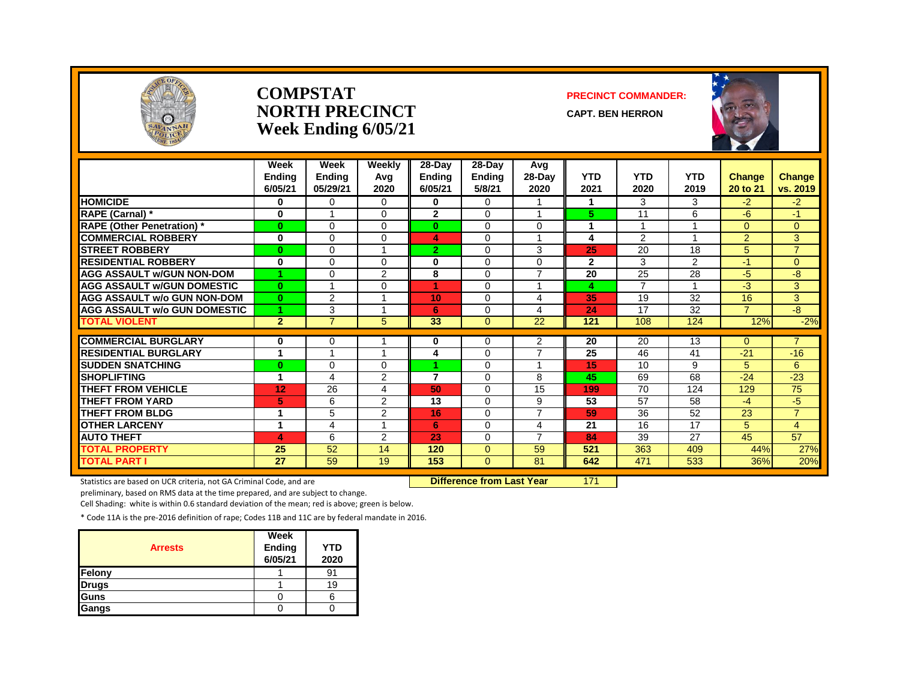# COMPSTAT
# NORTH PRECINCT
# Week Ending 6/05/21

**PRECINCT COMMANDER:**

**CAPT. BEN HERRON**

| | Week Ending 6/05/21 | Week Ending 05/29/21 | Weekly Avg 2020 | 28-Day Ending 6/05/21 | 28-Day Ending 5/8/21 | Avg 28-Day 2020 | YTD 2021 | YTD 2020 | YTD 2019 | Change 20 to 21 | Change vs. 2019 |
|---|---|---|---|---|---|---|---|---|---|---|---|
| HOMICIDE | 0 | 0 | 0 | 0 | 0 | 1 | 1 | 3 | 3 | -2 | -2 |
| RAPE (Carnal) * | 0 | 1 | 0 | 2 | 0 | 1 | 5 | 11 | 6 | -6 | -1 |
| RAPE (Other Penetration) * | 0 | 0 | 0 | 0 | 0 | 0 | 1 | 1 | 1 | 0 | 0 |
| COMMERCIAL ROBBERY | 0 | 0 | 0 | 4 | 0 | 1 | 4 | 2 | 1 | 2 | 3 |
| STREET ROBBERY | 0 | 0 | 1 | 2 | 0 | 3 | 25 | 20 | 18 | 5 | 7 |
| RESIDENTIAL ROBBERY | 0 | 0 | 0 | 0 | 0 | 0 | 2 | 3 | 2 | -1 | 0 |
| AGG ASSAULT w/GUN NON-DOM | 1 | 0 | 2 | 8 | 0 | 7 | 20 | 25 | 28 | -5 | -8 |
| AGG ASSAULT w/GUN DOMESTIC | 0 | 1 | 0 | 1 | 0 | 1 | 4 | 7 | 1 | -3 | 3 |
| AGG ASSAULT w/o GUN NON-DOM | 0 | 2 | 1 | 10 | 0 | 4 | 35 | 19 | 32 | 16 | 3 |
| AGG ASSAULT w/o GUN DOMESTIC | 1 | 3 | 1 | 6 | 0 | 4 | 24 | 17 | 32 | 7 | -8 |
| TOTAL VIOLENT | 2 | 7 | 5 | 33 | 0 | 22 | 121 | 108 | 124 | 12% | -2% |
| COMMERCIAL BURGLARY | 0 | 0 | 1 | 0 | 0 | 2 | 20 | 20 | 13 | 0 | 7 |
| RESIDENTIAL BURGLARY | 1 | 1 | 1 | 4 | 0 | 7 | 25 | 46 | 41 | -21 | -16 |
| SUDDEN SNATCHING | 0 | 0 | 0 | 1 | 0 | 1 | 15 | 10 | 9 | 5 | 6 |
| SHOPLIFTING | 1 | 4 | 2 | 7 | 0 | 8 | 45 | 69 | 68 | -24 | -23 |
| THEFT FROM VEHICLE | 12 | 26 | 4 | 50 | 0 | 15 | 199 | 70 | 124 | 129 | 75 |
| THEFT FROM YARD | 5 | 6 | 2 | 13 | 0 | 9 | 53 | 57 | 58 | -4 | -5 |
| THEFT FROM BLDG | 1 | 5 | 2 | 16 | 0 | 7 | 59 | 36 | 52 | 23 | 7 |
| OTHER LARCENY | 1 | 4 | 1 | 6 | 0 | 4 | 21 | 16 | 17 | 5 | 4 |
| AUTO THEFT | 4 | 6 | 2 | 23 | 0 | 7 | 84 | 39 | 27 | 45 | 57 |
| TOTAL PROPERTY | 25 | 52 | 14 | 120 | 0 | 59 | 521 | 363 | 409 | 44% | 27% |
| TOTAL PART I | 27 | 59 | 19 | 153 | 0 | 81 | 642 | 471 | 533 | 36% | 20% |

**Difference from Last Year** 171

Statistics are based on UCR criteria, not GA Criminal Code, and are preliminary, based on RMS data at the time prepared, and are subject to change.

Cell Shading: white is within 0.6 standard deviation of the mean; red is above; green is below.

* Code 11A is the pre-2016 definition of rape; Codes 11B and 11C are by federal mandate in 2016.

| Arrests | Week Ending 6/05/21 | YTD 2020 |
|---|---|---|
| Felony | 1 | 91 |
| Drugs | 1 | 19 |
| Guns | 0 | 6 |
| Gangs | 0 | 0 |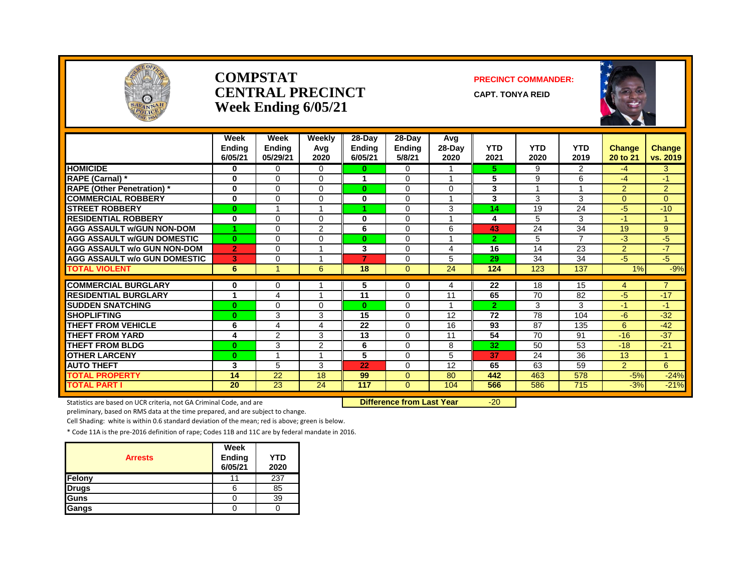# COMPSTAT
# CENTRAL PRECINCT
# Week Ending 6/05/21

**PRECINCT COMMANDER:**

**CAPT. TONYA REID**

| | Week Ending 6/05/21 | Week Ending 05/29/21 | Weekly Avg 2020 | 28-Day Ending 6/05/21 | 28-Day Ending 5/8/21 | Avg 28-Day 2020 | YTD 2021 | YTD 2020 | YTD 2019 | Change 20 to 21 | Change vs. 2019 |
|---|---|---|---|---|---|---|---|---|---|---|---|
| HOMICIDE | 0 | 0 | 0 | 0 | 0 | 1 | 5 | 9 | 2 | -4 | 3 |
| RAPE (Carnal) * | 0 | 0 | 0 | 1 | 0 | 1 | 5 | 9 | 6 | -4 | -1 |
| RAPE (Other Penetration) * | 0 | 0 | 0 | 0 | 0 | 0 | 3 | 1 | 1 | 2 | 2 |
| COMMERCIAL ROBBERY | 0 | 0 | 0 | 0 | 0 | 1 | 3 | 3 | 3 | 0 | 0 |
| STREET ROBBERY | 0 | 1 | 1 | 1 | 0 | 3 | 14 | 19 | 24 | -5 | -10 |
| RESIDENTIAL ROBBERY | 0 | 0 | 0 | 0 | 0 | 1 | 4 | 5 | 3 | -1 | 1 |
| AGG ASSAULT w/GUN NON-DOM | 1 | 0 | 2 | 6 | 0 | 6 | 43 | 24 | 34 | 19 | 9 |
| AGG ASSAULT w/GUN DOMESTIC | 0 | 0 | 0 | 0 | 0 | 1 | 2 | 5 | 7 | -3 | -5 |
| AGG ASSAULT w/o GUN NON-DOM | 2 | 0 | 1 | 3 | 0 | 4 | 16 | 14 | 23 | 2 | -7 |
| AGG ASSAULT w/o GUN DOMESTIC | 3 | 0 | 1 | 7 | 0 | 5 | 29 | 34 | 34 | -5 | -5 |
| TOTAL VIOLENT | 6 | 1 | 6 | 18 | 0 | 24 | 124 | 123 | 137 | 1% | -9% |
| COMMERCIAL BURGLARY | 0 | 0 | 1 | 5 | 0 | 4 | 22 | 18 | 15 | 4 | 7 |
| RESIDENTIAL BURGLARY | 1 | 4 | 1 | 11 | 0 | 11 | 65 | 70 | 82 | -5 | -17 |
| SUDDEN SNATCHING | 0 | 0 | 0 | 0 | 0 | 1 | 2 | 3 | 3 | -1 | -1 |
| SHOPLIFTING | 0 | 3 | 3 | 15 | 0 | 12 | 72 | 78 | 104 | -6 | -32 |
| THEFT FROM VEHICLE | 6 | 4 | 4 | 22 | 0 | 16 | 93 | 87 | 135 | 6 | -42 |
| THEFT FROM YARD | 4 | 2 | 3 | 13 | 0 | 11 | 54 | 70 | 91 | -16 | -37 |
| THEFT FROM BLDG | 0 | 3 | 2 | 6 | 0 | 8 | 32 | 50 | 53 | -18 | -21 |
| OTHER LARCENY | 0 | 1 | 1 | 5 | 0 | 5 | 37 | 24 | 36 | 13 | 1 |
| AUTO THEFT | 3 | 5 | 3 | 22 | 0 | 12 | 65 | 63 | 59 | 2 | 6 |
| TOTAL PROPERTY | 14 | 22 | 18 | 99 | 0 | 80 | 442 | 463 | 578 | -5% | -24% |
| TOTAL PART I | 20 | 23 | 24 | 117 | 0 | 104 | 566 | 586 | 715 | -3% | -21% |

**Difference from Last Year** -20

Statistics are based on UCR criteria, not GA Criminal Code, and are preliminary, based on RMS data at the time prepared, and are subject to change.

Cell Shading: white is within 0.6 standard deviation of the mean; red is above; green is below.

* Code 11A is the pre-2016 definition of rape; Codes 11B and 11C are by federal mandate in 2016.

| Arrests | Week Ending 6/05/21 | YTD 2020 |
|---|---|---|
| Felony | 11 | 237 |
| Drugs | 6 | 85 |
| Guns | 0 | 39 |
| Gangs | 0 | 0 |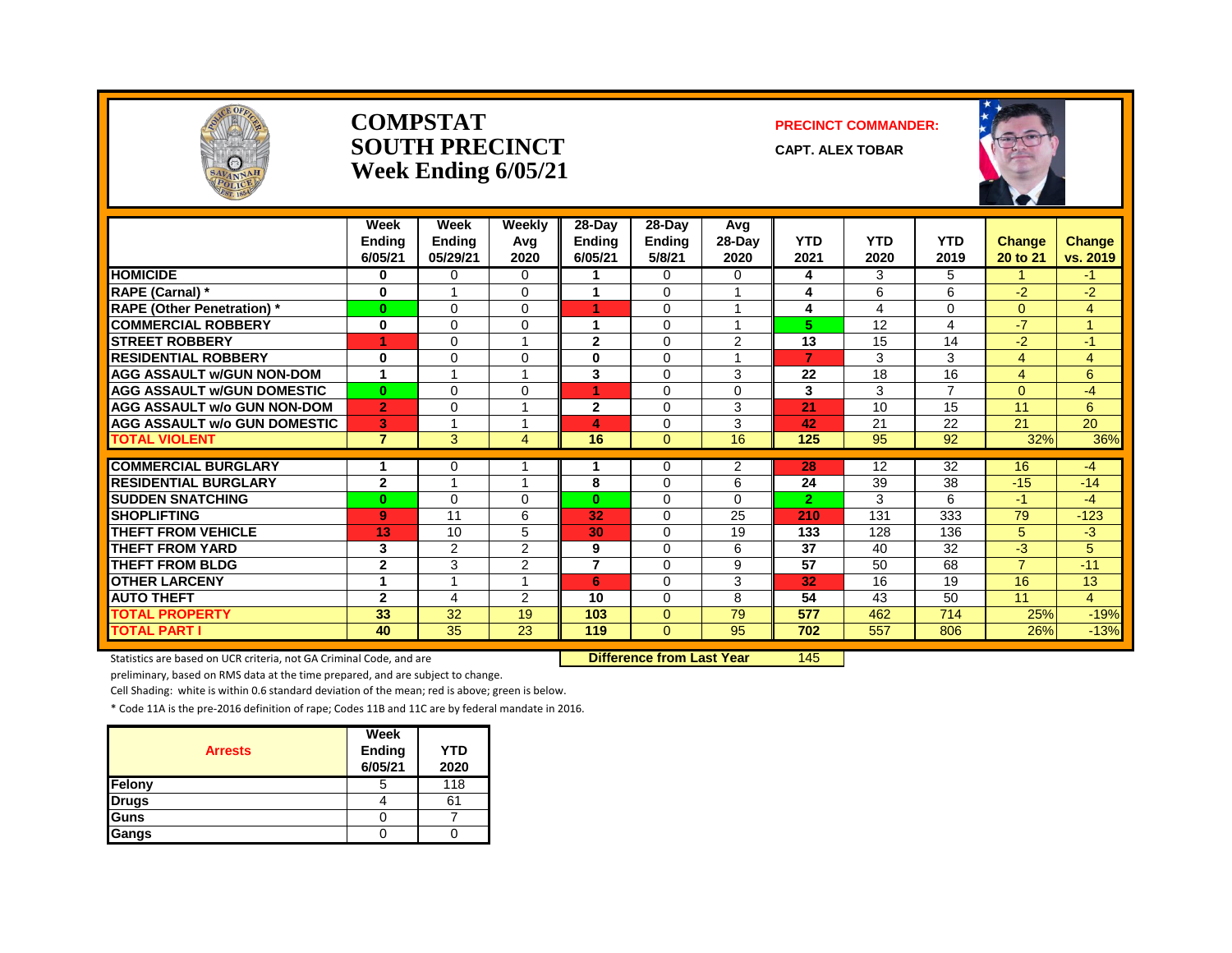# COMPSTAT
## SOUTH PRECINCT
## Week Ending 6/05/21

**PRECINCT COMMANDER:**

**CAPT. ALEX TOBAR**

| | Week Ending 6/05/21 | Week Ending 05/29/21 | Weekly Avg 2020 | 28-Day Ending 6/05/21 | 28-Day Ending 5/8/21 | Avg 28-Day 2020 | YTD 2021 | YTD 2020 | YTD 2019 | Change 20 to 21 | Change vs. 2019 |
|---|---|---|---|---|---|---|---|---|---|---|---|
| HOMICIDE | 0 | 0 | 0 | 1 | 0 | 0 | 4 | 3 | 5 | 1 | -1 |
| RAPE (Carnal) * | 0 | 1 | 0 | 1 | 0 | 1 | 4 | 6 | 6 | -2 | -2 |
| RAPE (Other Penetration) * | 0 | 0 | 0 | 1 | 0 | 1 | 4 | 4 | 0 | 0 | 4 |
| COMMERCIAL ROBBERY | 0 | 0 | 0 | 1 | 0 | 1 | 5 | 12 | 4 | -7 | 1 |
| STREET ROBBERY | 1 | 0 | 1 | 2 | 0 | 2 | 13 | 15 | 14 | -2 | -1 |
| RESIDENTIAL ROBBERY | 0 | 0 | 0 | 0 | 0 | 1 | 7 | 3 | 3 | 4 | 4 |
| AGG ASSAULT w/GUN NON-DOM | 1 | 1 | 1 | 3 | 0 | 3 | 22 | 18 | 16 | 4 | 6 |
| AGG ASSAULT w/GUN DOMESTIC | 0 | 0 | 0 | 1 | 0 | 0 | 3 | 3 | 7 | 0 | -4 |
| AGG ASSAULT w/o GUN NON-DOM | 2 | 0 | 1 | 2 | 0 | 3 | 21 | 10 | 15 | 11 | 6 |
| AGG ASSAULT w/o GUN DOMESTIC | 3 | 1 | 1 | 4 | 0 | 3 | 42 | 21 | 22 | 21 | 20 |
| TOTAL VIOLENT | 7 | 3 | 4 | 16 | 0 | 16 | 125 | 95 | 92 | 32% | 36% |
| COMMERCIAL BURGLARY | 1 | 0 | 1 | 1 | 0 | 2 | 28 | 12 | 32 | 16 | -4 |
| RESIDENTIAL BURGLARY | 2 | 1 | 1 | 8 | 0 | 6 | 24 | 39 | 38 | -15 | -14 |
| SUDDEN SNATCHING | 0 | 0 | 0 | 0 | 0 | 0 | 2 | 3 | 6 | -1 | -4 |
| SHOPLIFTING | 9 | 11 | 6 | 32 | 0 | 25 | 210 | 131 | 333 | 79 | -123 |
| THEFT FROM VEHICLE | 13 | 10 | 5 | 30 | 0 | 19 | 133 | 128 | 136 | 5 | -3 |
| THEFT FROM YARD | 3 | 2 | 2 | 9 | 0 | 6 | 37 | 40 | 32 | -3 | 5 |
| THEFT FROM BLDG | 2 | 3 | 2 | 7 | 0 | 9 | 57 | 50 | 68 | 7 | -11 |
| OTHER LARCENY | 1 | 1 | 1 | 6 | 0 | 3 | 32 | 16 | 19 | 16 | 13 |
| AUTO THEFT | 2 | 4 | 2 | 10 | 0 | 8 | 54 | 43 | 50 | 11 | 4 |
| TOTAL PROPERTY | 33 | 32 | 19 | 103 | 0 | 79 | 577 | 462 | 714 | 25% | -19% |
| TOTAL PART I | 40 | 35 | 23 | 119 | 0 | 95 | 702 | 557 | 806 | 26% | -13% |

Statistics are based on UCR criteria, not GA Criminal Code, and are preliminary, based on RMS data at the time prepared, and are subject to change.

**Difference from Last Year** 145

Cell Shading: white is within 0.6 standard deviation of the mean; red is above; green is below.

* Code 11A is the pre-2016 definition of rape; Codes 11B and 11C are by federal mandate in 2016.

| Arrests | Week Ending 6/05/21 | YTD 2020 |
|---|---|---|
| Felony | 5 | 118 |
| Drugs | 4 | 61 |
| Guns | 0 | 7 |
| Gangs | 0 | 0 |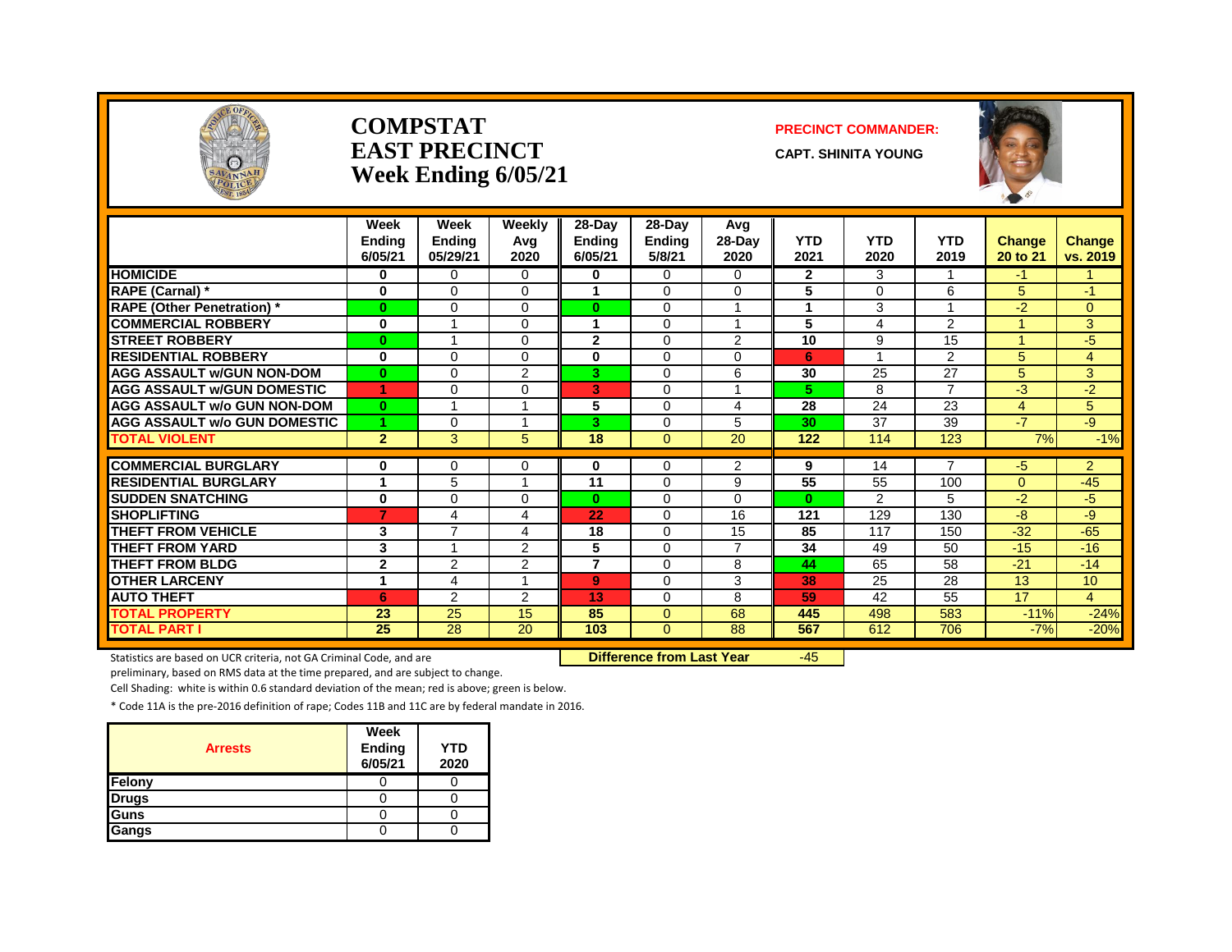# COMPSTAT
# EAST PRECINCT
# Week Ending 6/05/21

**PRECINCT COMMANDER:**

**CAPT. SHINITA YOUNG**

| | Week Ending 6/05/21 | Week Ending 05/29/21 | Weekly Avg 2020 | 28-Day Ending 6/05/21 | 28-Day Ending 5/8/21 | Avg 28-Day 2020 | YTD 2021 | YTD 2020 | YTD 2019 | Change 20 to 21 | Change vs. 2019 |
|---|---|---|---|---|---|---|---|---|---|---|---|
| HOMICIDE | 0 | 0 | 0 | 0 | 0 | 0 | 2 | 3 | 1 | -1 | 1 |
| RAPE (Carnal) * | 0 | 0 | 0 | 1 | 0 | 0 | 5 | 0 | 6 | 5 | -1 |
| RAPE (Other Penetration) * | 0 | 0 | 0 | 0 | 0 | 1 | 1 | 3 | 1 | -2 | 0 |
| COMMERCIAL ROBBERY | 0 | 1 | 0 | 1 | 0 | 1 | 5 | 4 | 2 | 1 | 3 |
| STREET ROBBERY | 0 | 1 | 0 | 2 | 0 | 2 | 10 | 9 | 15 | 1 | -5 |
| RESIDENTIAL ROBBERY | 0 | 0 | 0 | 0 | 0 | 0 | 6 | 1 | 2 | 5 | 4 |
| AGG ASSAULT w/GUN NON-DOM | 0 | 0 | 2 | 3 | 0 | 6 | 30 | 25 | 27 | 5 | 3 |
| AGG ASSAULT w/GUN DOMESTIC | 1 | 0 | 0 | 3 | 0 | 1 | 5 | 8 | 7 | -3 | -2 |
| AGG ASSAULT w/o GUN NON-DOM | 0 | 1 | 1 | 5 | 0 | 4 | 28 | 24 | 23 | 4 | 5 |
| AGG ASSAULT w/o GUN DOMESTIC | 1 | 0 | 1 | 3 | 0 | 5 | 30 | 37 | 39 | -7 | -9 |
| TOTAL VIOLENT | 2 | 3 | 5 | 18 | 0 | 20 | 122 | 114 | 123 | 7% | -1% |
| COMMERCIAL BURGLARY | 0 | 0 | 0 | 0 | 0 | 2 | 9 | 14 | 7 | -5 | 2 |
| RESIDENTIAL BURGLARY | 1 | 5 | 1 | 11 | 0 | 9 | 55 | 55 | 100 | 0 | -45 |
| SUDDEN SNATCHING | 0 | 0 | 0 | 0 | 0 | 0 | 0 | 2 | 5 | -2 | -5 |
| SHOPLIFTING | 7 | 4 | 4 | 22 | 0 | 16 | 121 | 129 | 130 | -8 | -9 |
| THEFT FROM VEHICLE | 3 | 7 | 4 | 18 | 0 | 15 | 85 | 117 | 150 | -32 | -65 |
| THEFT FROM YARD | 3 | 1 | 2 | 5 | 0 | 7 | 34 | 49 | 50 | -15 | -16 |
| THEFT FROM BLDG | 2 | 2 | 2 | 7 | 0 | 8 | 44 | 65 | 58 | -21 | -14 |
| OTHER LARCENY | 1 | 4 | 1 | 9 | 0 | 3 | 38 | 25 | 28 | 13 | 10 |
| AUTO THEFT | 6 | 2 | 2 | 13 | 0 | 8 | 59 | 42 | 55 | 17 | 4 |
| TOTAL PROPERTY | 23 | 25 | 15 | 85 | 0 | 68 | 445 | 498 | 583 | -11% | -24% |
| TOTAL PART I | 25 | 28 | 20 | 103 | 0 | 88 | 567 | 612 | 706 | -7% | -20% |

**Difference from Last Year** -45

Statistics are based on UCR criteria, not GA Criminal Code, and are preliminary, based on RMS data at the time prepared, and are subject to change.

Cell Shading: white is within 0.6 standard deviation of the mean; red is above; green is below.

* Code 11A is the pre-2016 definition of rape; Codes 11B and 11C are by federal mandate in 2016.

| Arrests | Week Ending 6/05/21 | YTD 2020 |
|---|---|---|
| Felony | 0 | 0 |
| Drugs | 0 | 0 |
| Guns | 0 | 0 |
| Gangs | 0 | 0 |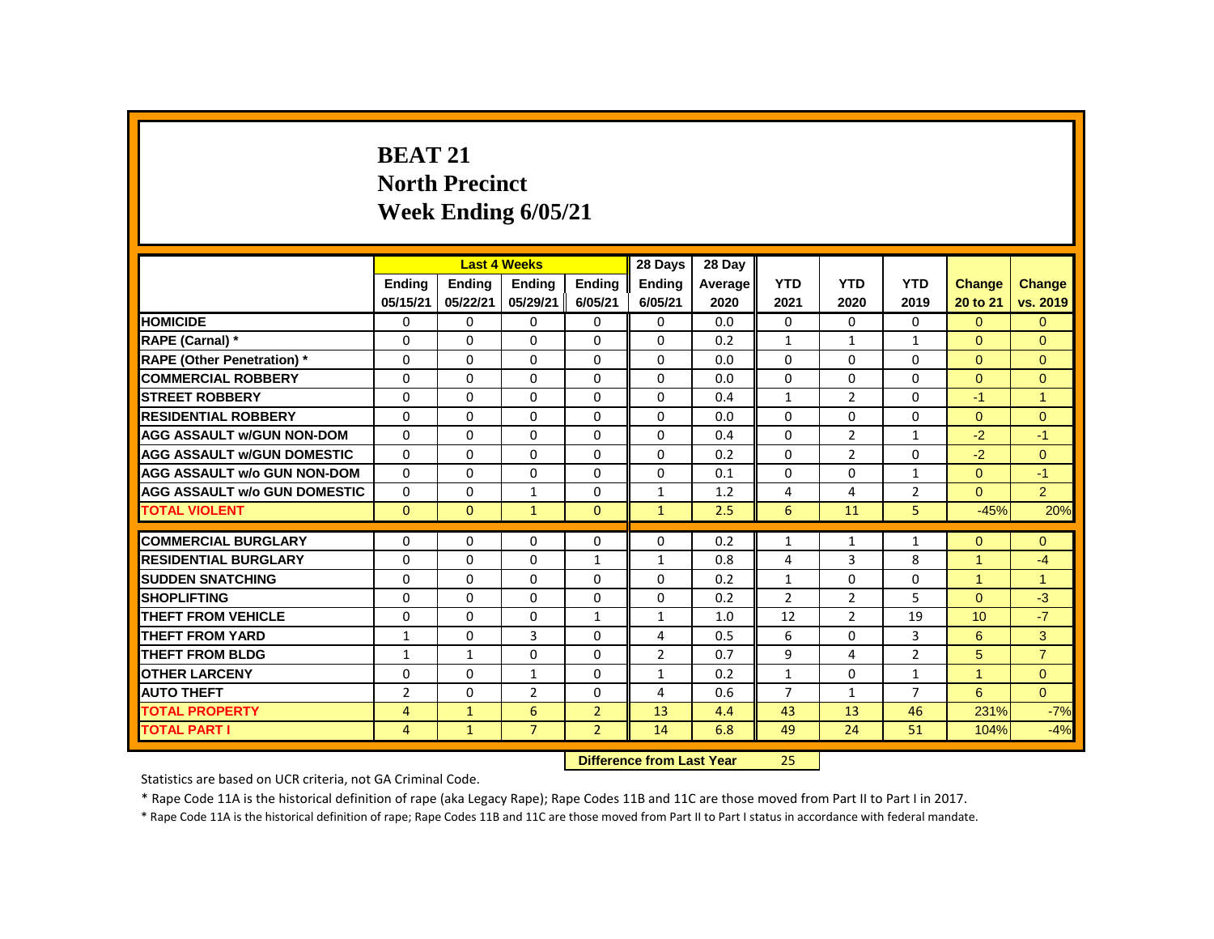# BEAT 21
## North Precinct
## Week Ending 6/05/21

| | Last 4 Weeks | | | | 28 Days | 28 Day | | | | | |
|---|---|---|---|---|---|---|---|---|---|---|---|
| | Ending 05/15/21 | Ending 05/22/21 | Ending 05/29/21 | Ending 6/05/21 | Ending 6/05/21 | Average 2020 | YTD 2021 | YTD 2020 | YTD 2019 | Change 20 to 21 | Change vs. 2019 |
| HOMICIDE | 0 | 0 | 0 | 0 | 0 | 0.0 | 0 | 0 | 0 | 0 | 0 |
| RAPE (Carnal) * | 0 | 0 | 0 | 0 | 0 | 0.2 | 1 | 1 | 1 | 0 | 0 |
| RAPE (Other Penetration) * | 0 | 0 | 0 | 0 | 0 | 0.0 | 0 | 0 | 0 | 0 | 0 |
| COMMERCIAL ROBBERY | 0 | 0 | 0 | 0 | 0 | 0.0 | 0 | 0 | 0 | 0 | 0 |
| STREET ROBBERY | 0 | 0 | 0 | 0 | 0 | 0.4 | 1 | 2 | 0 | -1 | 1 |
| RESIDENTIAL ROBBERY | 0 | 0 | 0 | 0 | 0 | 0.0 | 0 | 0 | 0 | 0 | 0 |
| AGG ASSAULT w/GUN NON-DOM | 0 | 0 | 0 | 0 | 0 | 0.4 | 0 | 2 | 1 | -2 | -1 |
| AGG ASSAULT w/GUN DOMESTIC | 0 | 0 | 0 | 0 | 0 | 0.2 | 0 | 2 | 0 | -2 | 0 |
| AGG ASSAULT w/o GUN NON-DOM | 0 | 0 | 0 | 0 | 0 | 0.1 | 0 | 0 | 1 | 0 | -1 |
| AGG ASSAULT w/o GUN DOMESTIC | 0 | 0 | 1 | 0 | 1 | 1.2 | 4 | 4 | 2 | 0 | 2 |
| TOTAL VIOLENT | 0 | 0 | 1 | 0 | 1 | 2.5 | 6 | 11 | 5 | -45% | 20% |
| COMMERCIAL BURGLARY | 0 | 0 | 0 | 0 | 0 | 0.2 | 1 | 1 | 1 | 0 | 0 |
| RESIDENTIAL BURGLARY | 0 | 0 | 0 | 1 | 1 | 0.8 | 4 | 3 | 8 | 1 | -4 |
| SUDDEN SNATCHING | 0 | 0 | 0 | 0 | 0 | 0.2 | 1 | 0 | 0 | 1 | 1 |
| SHOPLIFTING | 0 | 0 | 0 | 0 | 0 | 0.2 | 2 | 2 | 5 | 0 | -3 |
| THEFT FROM VEHICLE | 0 | 0 | 0 | 1 | 1 | 1.0 | 12 | 2 | 19 | 10 | -7 |
| THEFT FROM YARD | 1 | 0 | 3 | 0 | 4 | 0.5 | 6 | 0 | 3 | 6 | 3 |
| THEFT FROM BLDG | 1 | 1 | 0 | 0 | 2 | 0.7 | 9 | 4 | 2 | 5 | 7 |
| OTHER LARCENY | 0 | 0 | 1 | 0 | 1 | 0.2 | 1 | 0 | 1 | 1 | 0 |
| AUTO THEFT | 2 | 0 | 2 | 0 | 4 | 0.6 | 7 | 1 | 7 | 6 | 0 |
| TOTAL PROPERTY | 4 | 1 | 6 | 2 | 13 | 4.4 | 43 | 13 | 46 | 231% | -7% |
| TOTAL PART I | 4 | 1 | 7 | 2 | 14 | 6.8 | 49 | 24 | 51 | 104% | -4% |

**Difference from Last Year** 25

Statistics are based on UCR criteria, not GA Criminal Code.

* Rape Code 11A is the historical definition of rape (aka Legacy Rape); Rape Codes 11B and 11C are those moved from Part II to Part I in 2017.

* Rape Code 11A is the historical definition of rape; Rape Codes 11B and 11C are those moved from Part II to Part I status in accordance with federal mandate.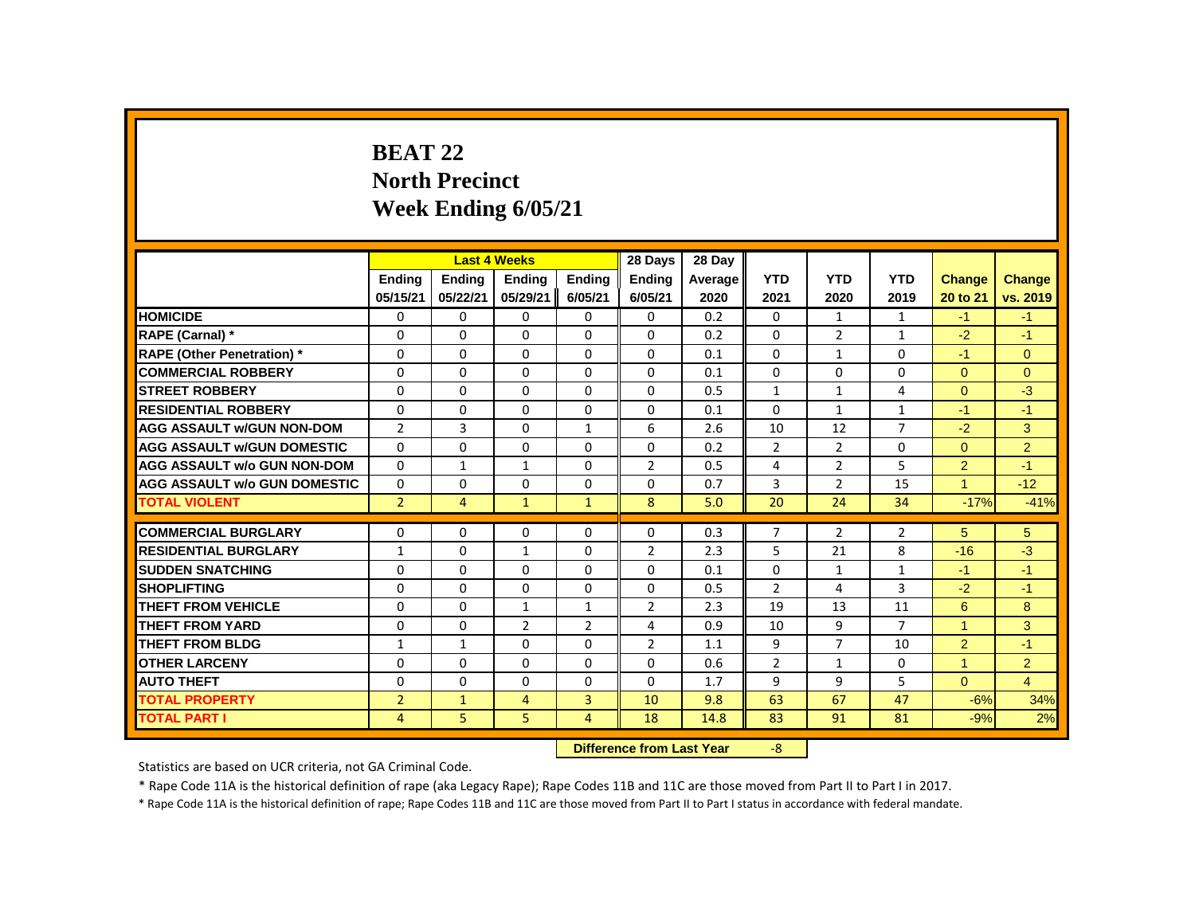# BEAT 22
## North Precinct
## Week Ending 6/05/21

| | Last 4 Weeks | | | | 28 Days | 28 Day | | | | | |
|---|---|---|---|---|---|---|---|---|---|---|---|
| | Ending 05/15/21 | Ending 05/22/21 | Ending 05/29/21 | Ending 6/05/21 | Ending 6/05/21 | Average 2020 | YTD 2021 | YTD 2020 | YTD 2019 | Change 20 to 21 | Change vs. 2019 |
| **HOMICIDE** | 0 | 0 | 0 | 0 | 0 | 0.2 | 0 | 1 | 1 | -1 | -1 |
| **RAPE (Carnal) *** | 0 | 0 | 0 | 0 | 0 | 0.2 | 0 | 2 | 1 | -2 | -1 |
| **RAPE (Other Penetration) *** | 0 | 0 | 0 | 0 | 0 | 0.1 | 0 | 1 | 0 | -1 | 0 |
| **COMMERCIAL ROBBERY** | 0 | 0 | 0 | 0 | 0 | 0.1 | 0 | 0 | 0 | 0 | 0 |
| **STREET ROBBERY** | 0 | 0 | 0 | 0 | 0 | 0.5 | 1 | 1 | 4 | 0 | -3 |
| **RESIDENTIAL ROBBERY** | 0 | 0 | 0 | 0 | 0 | 0.1 | 0 | 1 | 1 | -1 | -1 |
| **AGG ASSAULT w/GUN NON-DOM** | 2 | 3 | 0 | 1 | 6 | 2.6 | 10 | 12 | 7 | -2 | 3 |
| **AGG ASSAULT w/GUN DOMESTIC** | 0 | 0 | 0 | 0 | 0 | 0.2 | 2 | 2 | 0 | 0 | 2 |
| **AGG ASSAULT w/o GUN NON-DOM** | 0 | 1 | 1 | 0 | 2 | 0.5 | 4 | 2 | 5 | 2 | -1 |
| **AGG ASSAULT w/o GUN DOMESTIC** | 0 | 0 | 0 | 0 | 0 | 0.7 | 3 | 2 | 15 | 1 | -12 |
| **TOTAL VIOLENT** | 2 | 4 | 1 | 1 | 8 | 5.0 | 20 | 24 | 34 | -17% | -41% |
| **COMMERCIAL BURGLARY** | 0 | 0 | 0 | 0 | 0 | 0.3 | 7 | 2 | 2 | 5 | 5 |
| **RESIDENTIAL BURGLARY** | 1 | 0 | 1 | 0 | 2 | 2.3 | 5 | 21 | 8 | -16 | -3 |
| **SUDDEN SNATCHING** | 0 | 0 | 0 | 0 | 0 | 0.1 | 0 | 1 | 1 | -1 | -1 |
| **SHOPLIFTING** | 0 | 0 | 0 | 0 | 0 | 0.5 | 2 | 4 | 3 | -2 | -1 |
| **THEFT FROM VEHICLE** | 0 | 0 | 1 | 1 | 2 | 2.3 | 19 | 13 | 11 | 6 | 8 |
| **THEFT FROM YARD** | 0 | 0 | 2 | 2 | 4 | 0.9 | 10 | 9 | 7 | 1 | 3 |
| **THEFT FROM BLDG** | 1 | 1 | 0 | 0 | 2 | 1.1 | 9 | 7 | 10 | 2 | -1 |
| **OTHER LARCENY** | 0 | 0 | 0 | 0 | 0 | 0.6 | 2 | 1 | 0 | 1 | 2 |
| **AUTO THEFT** | 0 | 0 | 0 | 0 | 0 | 1.7 | 9 | 9 | 5 | 0 | 4 |
| **TOTAL PROPERTY** | 2 | 1 | 4 | 3 | 10 | 9.8 | 63 | 67 | 47 | -6% | 34% |
| **TOTAL PART I** | 4 | 5 | 5 | 4 | 18 | 14.8 | 83 | 91 | 81 | -9% | 2% |

**Difference from Last Year** -8

Statistics are based on UCR criteria, not GA Criminal Code.

* Rape Code 11A is the historical definition of rape (aka Legacy Rape); Rape Codes 11B and 11C are those moved from Part II to Part I in 2017.

* Rape Code 11A is the historical definition of rape; Rape Codes 11B and 11C are those moved from Part II to Part I status in accordance with federal mandate.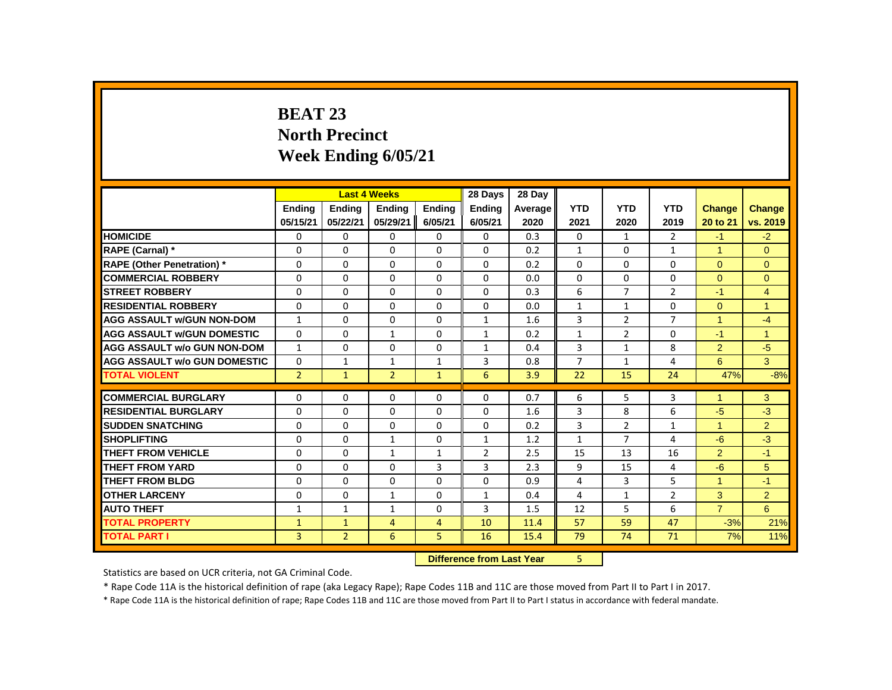# BEAT 23
## North Precinct
## Week Ending 6/05/21

| | Last 4 Weeks | | | | 28 Days | 28 Day | | | | | |
|---|---|---|---|---|---|---|---|---|---|---|---|
| | Ending 05/15/21 | Ending 05/22/21 | Ending 05/29/21 | Ending 6/05/21 | Ending 6/05/21 | Average 2020 | YTD 2021 | YTD 2020 | YTD 2019 | Change 20 to 21 | Change vs. 2019 |
| **HOMICIDE** | 0 | 0 | 0 | 0 | 0 | 0.3 | 0 | 1 | 2 | -1 | -2 |
| **RAPE (Carnal) *** | 0 | 0 | 0 | 0 | 0 | 0.2 | 1 | 0 | 1 | 1 | 0 |
| **RAPE (Other Penetration) *** | 0 | 0 | 0 | 0 | 0 | 0.2 | 0 | 0 | 0 | 0 | 0 |
| **COMMERCIAL ROBBERY** | 0 | 0 | 0 | 0 | 0 | 0.0 | 0 | 0 | 0 | 0 | 0 |
| **STREET ROBBERY** | 0 | 0 | 0 | 0 | 0 | 0.3 | 6 | 7 | 2 | -1 | 4 |
| **RESIDENTIAL ROBBERY** | 0 | 0 | 0 | 0 | 0 | 0.0 | 1 | 1 | 0 | 0 | 1 |
| **AGG ASSAULT w/GUN NON-DOM** | 1 | 0 | 0 | 0 | 1 | 1.6 | 3 | 2 | 7 | 1 | -4 |
| **AGG ASSAULT w/GUN DOMESTIC** | 0 | 0 | 1 | 0 | 1 | 0.2 | 1 | 2 | 0 | -1 | 1 |
| **AGG ASSAULT w/o GUN NON-DOM** | 1 | 0 | 0 | 0 | 1 | 0.4 | 3 | 1 | 8 | 2 | -5 |
| **AGG ASSAULT w/o GUN DOMESTIC** | 0 | 1 | 1 | 1 | 3 | 0.8 | 7 | 1 | 4 | 6 | 3 |
| **TOTAL VIOLENT** | 2 | 1 | 2 | 1 | 6 | 3.9 | 22 | 15 | 24 | 47% | -8% |
| **COMMERCIAL BURGLARY** | 0 | 0 | 0 | 0 | 0 | 0.7 | 6 | 5 | 3 | 1 | 3 |
| **RESIDENTIAL BURGLARY** | 0 | 0 | 0 | 0 | 0 | 1.6 | 3 | 8 | 6 | -5 | -3 |
| **SUDDEN SNATCHING** | 0 | 0 | 0 | 0 | 0 | 0.2 | 3 | 2 | 1 | 1 | 2 |
| **SHOPLIFTING** | 0 | 0 | 1 | 0 | 1 | 1.2 | 1 | 7 | 4 | -6 | -3 |
| **THEFT FROM VEHICLE** | 0 | 0 | 1 | 1 | 2 | 2.5 | 15 | 13 | 16 | 2 | -1 |
| **THEFT FROM YARD** | 0 | 0 | 0 | 3 | 3 | 2.3 | 9 | 15 | 4 | -6 | 5 |
| **THEFT FROM BLDG** | 0 | 0 | 0 | 0 | 0 | 0.9 | 4 | 3 | 5 | 1 | -1 |
| **OTHER LARCENY** | 0 | 0 | 1 | 0 | 1 | 0.4 | 4 | 1 | 2 | 3 | 2 |
| **AUTO THEFT** | 1 | 1 | 1 | 0 | 3 | 1.5 | 12 | 5 | 6 | 7 | 6 |
| **TOTAL PROPERTY** | 1 | 1 | 4 | 4 | 10 | 11.4 | 57 | 59 | 47 | -3% | 21% |
| **TOTAL PART I** | 3 | 2 | 6 | 5 | 16 | 15.4 | 79 | 74 | 71 | 7% | 11% |

**Difference from Last Year** 5

Statistics are based on UCR criteria, not GA Criminal Code.

* Rape Code 11A is the historical definition of rape (aka Legacy Rape); Rape Codes 11B and 11C are those moved from Part II to Part I in 2017.

* Rape Code 11A is the historical definition of rape; Rape Codes 11B and 11C are those moved from Part II to Part I status in accordance with federal mandate.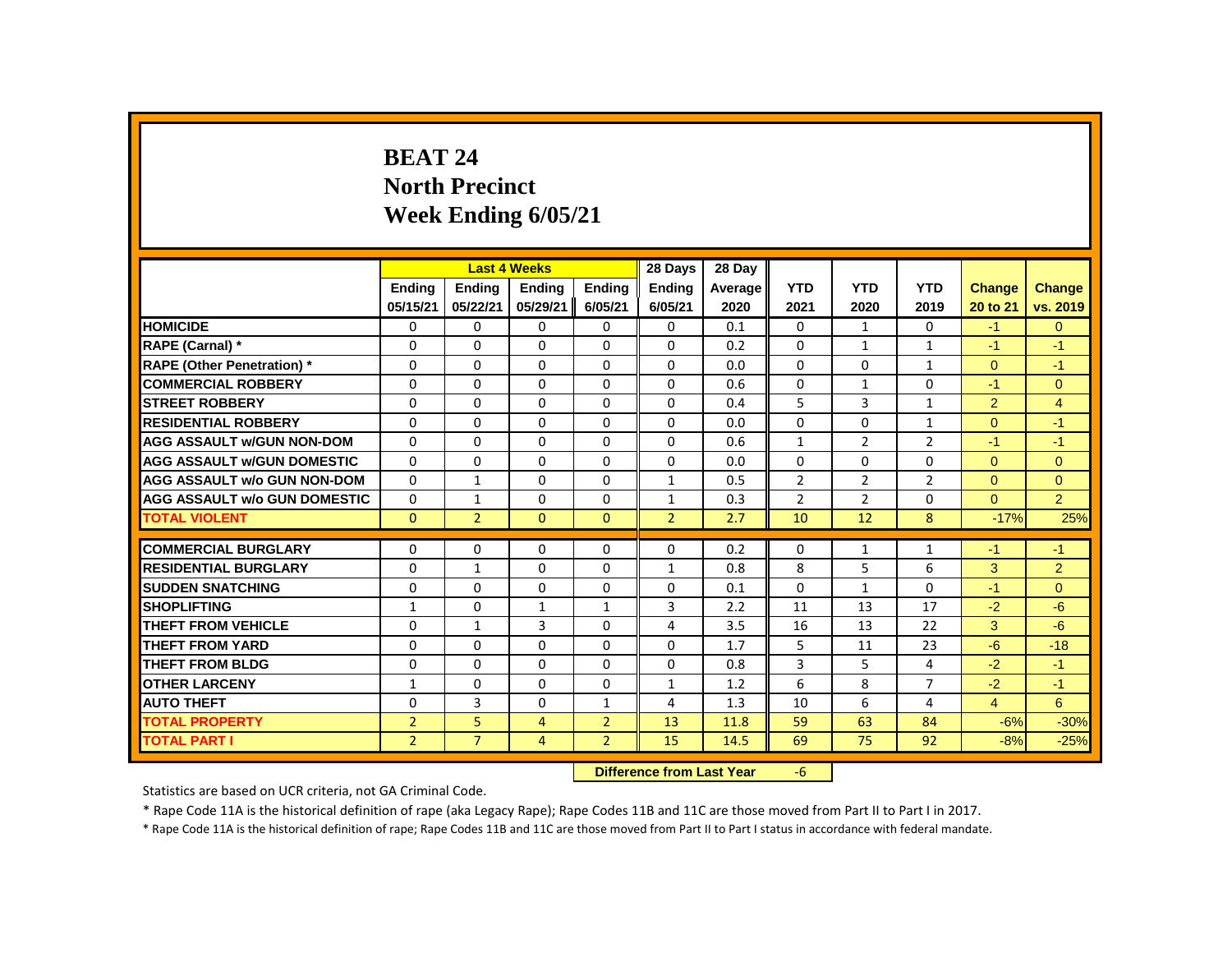# BEAT 24
## North Precinct
## Week Ending 6/05/21

| | Last 4 Weeks | | | | 28 Days | 28 Day | | | | | |
|---|---|---|---|---|---|---|---|---|---|---|---|
| | Ending 05/15/21 | Ending 05/22/21 | Ending 05/29/21 | Ending 6/05/21 | Ending 6/05/21 | Average 2020 | YTD 2021 | YTD 2020 | YTD 2019 | Change 20 to 21 | Change vs. 2019 |
| HOMICIDE | 0 | 0 | 0 | 0 | 0 | 0.1 | 0 | 1 | 0 | -1 | 0 |
| RAPE (Carnal) * | 0 | 0 | 0 | 0 | 0 | 0.2 | 0 | 1 | 1 | -1 | -1 |
| RAPE (Other Penetration) * | 0 | 0 | 0 | 0 | 0 | 0.0 | 0 | 0 | 1 | 0 | -1 |
| COMMERCIAL ROBBERY | 0 | 0 | 0 | 0 | 0 | 0.6 | 0 | 1 | 0 | -1 | 0 |
| STREET ROBBERY | 0 | 0 | 0 | 0 | 0 | 0.4 | 5 | 3 | 1 | 2 | 4 |
| RESIDENTIAL ROBBERY | 0 | 0 | 0 | 0 | 0 | 0.0 | 0 | 0 | 1 | 0 | -1 |
| AGG ASSAULT w/GUN NON-DOM | 0 | 0 | 0 | 0 | 0 | 0.6 | 1 | 2 | 2 | -1 | -1 |
| AGG ASSAULT w/GUN DOMESTIC | 0 | 0 | 0 | 0 | 0 | 0.0 | 0 | 0 | 0 | 0 | 0 |
| AGG ASSAULT w/o GUN NON-DOM | 0 | 1 | 0 | 0 | 1 | 0.5 | 2 | 2 | 2 | 0 | 0 |
| AGG ASSAULT w/o GUN DOMESTIC | 0 | 1 | 0 | 0 | 1 | 0.3 | 2 | 2 | 0 | 0 | 2 |
| TOTAL VIOLENT | 0 | 2 | 0 | 0 | 2 | 2.7 | 10 | 12 | 8 | -17% | 25% |
| COMMERCIAL BURGLARY | 0 | 0 | 0 | 0 | 0 | 0.2 | 0 | 1 | 1 | -1 | -1 |
| RESIDENTIAL BURGLARY | 0 | 1 | 0 | 0 | 1 | 0.8 | 8 | 5 | 6 | 3 | 2 |
| SUDDEN SNATCHING | 0 | 0 | 0 | 0 | 0 | 0.1 | 0 | 1 | 0 | -1 | 0 |
| SHOPLIFTING | 1 | 0 | 1 | 1 | 3 | 2.2 | 11 | 13 | 17 | -2 | -6 |
| THEFT FROM VEHICLE | 0 | 1 | 3 | 0 | 4 | 3.5 | 16 | 13 | 22 | 3 | -6 |
| THEFT FROM YARD | 0 | 0 | 0 | 0 | 0 | 1.7 | 5 | 11 | 23 | -6 | -18 |
| THEFT FROM BLDG | 0 | 0 | 0 | 0 | 0 | 0.8 | 3 | 5 | 4 | -2 | -1 |
| OTHER LARCENY | 1 | 0 | 0 | 0 | 1 | 1.2 | 6 | 8 | 7 | -2 | -1 |
| AUTO THEFT | 0 | 3 | 0 | 1 | 4 | 1.3 | 10 | 6 | 4 | 4 | 6 |
| TOTAL PROPERTY | 2 | 5 | 4 | 2 | 13 | 11.8 | 59 | 63 | 84 | -6% | -30% |
| TOTAL PART I | 2 | 7 | 4 | 2 | 15 | 14.5 | 69 | 75 | 92 | -8% | -25% |

**Difference from Last Year** -6

Statistics are based on UCR criteria, not GA Criminal Code.

* Rape Code 11A is the historical definition of rape (aka Legacy Rape); Rape Codes 11B and 11C are those moved from Part II to Part I in 2017.

* Rape Code 11A is the historical definition of rape; Rape Codes 11B and 11C are those moved from Part II to Part I status in accordance with federal mandate.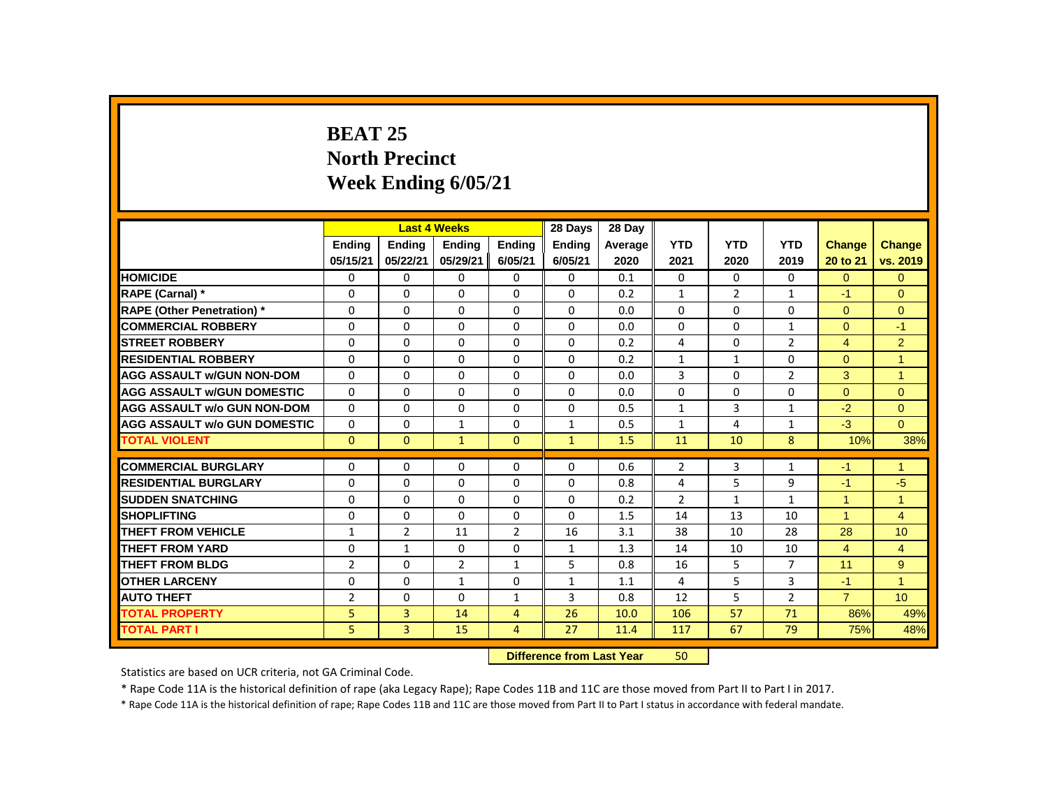# BEAT 25
## North Precinct
## Week Ending 6/05/21

| | Last 4 Weeks | | | | 28 Days | 28 Day | | | | | |
|---|---|---|---|---|---|---|---|---|---|---|---|
| | Ending 05/15/21 | Ending 05/22/21 | Ending 05/29/21 | Ending 6/05/21 | Ending 6/05/21 | Average 2020 | YTD 2021 | YTD 2020 | YTD 2019 | Change 20 to 21 | Change vs. 2019 |
| **HOMICIDE** | 0 | 0 | 0 | 0 | 0 | 0.1 | 0 | 0 | 0 | 0 | 0 |
| **RAPE (Carnal) *** | 0 | 0 | 0 | 0 | 0 | 0.2 | 1 | 2 | 1 | -1 | 0 |
| **RAPE (Other Penetration) *** | 0 | 0 | 0 | 0 | 0 | 0.0 | 0 | 0 | 0 | 0 | 0 |
| **COMMERCIAL ROBBERY** | 0 | 0 | 0 | 0 | 0 | 0.0 | 0 | 0 | 1 | 0 | -1 |
| **STREET ROBBERY** | 0 | 0 | 0 | 0 | 0 | 0.2 | 4 | 0 | 2 | 4 | 2 |
| **RESIDENTIAL ROBBERY** | 0 | 0 | 0 | 0 | 0 | 0.2 | 1 | 1 | 0 | 0 | 1 |
| **AGG ASSAULT w/GUN NON-DOM** | 0 | 0 | 0 | 0 | 0 | 0.0 | 3 | 0 | 2 | 3 | 1 |
| **AGG ASSAULT w/GUN DOMESTIC** | 0 | 0 | 0 | 0 | 0 | 0.0 | 0 | 0 | 0 | 0 | 0 |
| **AGG ASSAULT w/o GUN NON-DOM** | 0 | 0 | 0 | 0 | 0 | 0.5 | 1 | 3 | 1 | -2 | 0 |
| **AGG ASSAULT w/o GUN DOMESTIC** | 0 | 0 | 1 | 0 | 1 | 0.5 | 1 | 4 | 1 | -3 | 0 |
| **TOTAL VIOLENT** | 0 | 0 | 1 | 0 | 1 | 1.5 | 11 | 10 | 8 | 10% | 38% |
| **COMMERCIAL BURGLARY** | 0 | 0 | 0 | 0 | 0 | 0.6 | 2 | 3 | 1 | -1 | 1 |
| **RESIDENTIAL BURGLARY** | 0 | 0 | 0 | 0 | 0 | 0.8 | 4 | 5 | 9 | -1 | -5 |
| **SUDDEN SNATCHING** | 0 | 0 | 0 | 0 | 0 | 0.2 | 2 | 1 | 1 | 1 | 1 |
| **SHOPLIFTING** | 0 | 0 | 0 | 0 | 0 | 1.5 | 14 | 13 | 10 | 1 | 4 |
| **THEFT FROM VEHICLE** | 1 | 2 | 11 | 2 | 16 | 3.1 | 38 | 10 | 28 | 28 | 10 |
| **THEFT FROM YARD** | 0 | 1 | 0 | 0 | 1 | 1.3 | 14 | 10 | 10 | 4 | 4 |
| **THEFT FROM BLDG** | 2 | 0 | 2 | 1 | 5 | 0.8 | 16 | 5 | 7 | 11 | 9 |
| **OTHER LARCENY** | 0 | 0 | 1 | 0 | 1 | 1.1 | 4 | 5 | 3 | -1 | 1 |
| **AUTO THEFT** | 2 | 0 | 0 | 1 | 3 | 0.8 | 12 | 5 | 2 | 7 | 10 |
| **TOTAL PROPERTY** | 5 | 3 | 14 | 4 | 26 | 10.0 | 106 | 57 | 71 | 86% | 49% |
| **TOTAL PART I** | 5 | 3 | 15 | 4 | 27 | 11.4 | 117 | 67 | 79 | 75% | 48% |

**Difference from Last Year** 50

Statistics are based on UCR criteria, not GA Criminal Code.

* Rape Code 11A is the historical definition of rape (aka Legacy Rape); Rape Codes 11B and 11C are those moved from Part II to Part I in 2017.

* Rape Code 11A is the historical definition of rape; Rape Codes 11B and 11C are those moved from Part II to Part I status in accordance with federal mandate.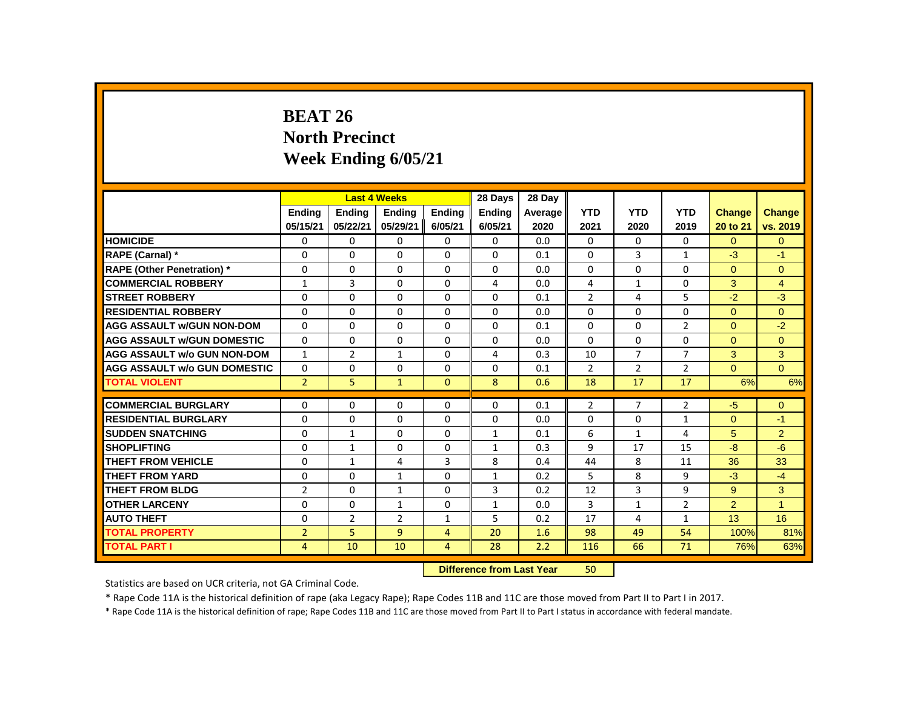# BEAT 26
# North Precinct
# Week Ending 6/05/21

| | Last 4 Weeks | | | | 28 Days | 28 Day | | | | | |
|---|---|---|---|---|---|---|---|---|---|---|---|
| | Ending 05/15/21 | Ending 05/22/21 | Ending 05/29/21 | Ending 6/05/21 | Ending 6/05/21 | Average 2020 | YTD 2021 | YTD 2020 | YTD 2019 | Change 20 to 21 | Change vs. 2019 |
| HOMICIDE | 0 | 0 | 0 | 0 | 0 | 0.0 | 0 | 0 | 0 | 0 | 0 |
| RAPE (Carnal) * | 0 | 0 | 0 | 0 | 0 | 0.1 | 0 | 3 | 1 | -3 | -1 |
| RAPE (Other Penetration) * | 0 | 0 | 0 | 0 | 0 | 0.0 | 0 | 0 | 0 | 0 | 0 |
| COMMERCIAL ROBBERY | 1 | 3 | 0 | 0 | 4 | 0.0 | 4 | 1 | 0 | 3 | 4 |
| STREET ROBBERY | 0 | 0 | 0 | 0 | 0 | 0.1 | 2 | 4 | 5 | -2 | -3 |
| RESIDENTIAL ROBBERY | 0 | 0 | 0 | 0 | 0 | 0.0 | 0 | 0 | 0 | 0 | 0 |
| AGG ASSAULT w/GUN NON-DOM | 0 | 0 | 0 | 0 | 0 | 0.1 | 0 | 0 | 2 | 0 | -2 |
| AGG ASSAULT w/GUN DOMESTIC | 0 | 0 | 0 | 0 | 0 | 0.0 | 0 | 0 | 0 | 0 | 0 |
| AGG ASSAULT w/o GUN NON-DOM | 1 | 2 | 1 | 0 | 4 | 0.3 | 10 | 7 | 7 | 3 | 3 |
| AGG ASSAULT w/o GUN DOMESTIC | 0 | 0 | 0 | 0 | 0 | 0.1 | 2 | 2 | 2 | 0 | 0 |
| TOTAL VIOLENT | 2 | 5 | 1 | 0 | 8 | 0.6 | 18 | 17 | 17 | 6% | 6% |
| COMMERCIAL BURGLARY | 0 | 0 | 0 | 0 | 0 | 0.1 | 2 | 7 | 2 | -5 | 0 |
| RESIDENTIAL BURGLARY | 0 | 0 | 0 | 0 | 0 | 0.0 | 0 | 0 | 1 | 0 | -1 |
| SUDDEN SNATCHING | 0 | 1 | 0 | 0 | 1 | 0.1 | 6 | 1 | 4 | 5 | 2 |
| SHOPLIFTING | 0 | 1 | 0 | 0 | 1 | 0.3 | 9 | 17 | 15 | -8 | -6 |
| THEFT FROM VEHICLE | 0 | 1 | 4 | 3 | 8 | 0.4 | 44 | 8 | 11 | 36 | 33 |
| THEFT FROM YARD | 0 | 0 | 1 | 0 | 1 | 0.2 | 5 | 8 | 9 | -3 | -4 |
| THEFT FROM BLDG | 2 | 0 | 1 | 0 | 3 | 0.2 | 12 | 3 | 9 | 9 | 3 |
| OTHER LARCENY | 0 | 0 | 1 | 0 | 1 | 0.0 | 3 | 1 | 2 | 2 | 1 |
| AUTO THEFT | 0 | 2 | 2 | 1 | 5 | 0.2 | 17 | 4 | 1 | 13 | 16 |
| TOTAL PROPERTY | 2 | 5 | 9 | 4 | 20 | 1.6 | 98 | 49 | 54 | 100% | 81% |
| TOTAL PART I | 4 | 10 | 10 | 4 | 28 | 2.2 | 116 | 66 | 71 | 76% | 63% |

**Difference from Last Year** 50

Statistics are based on UCR criteria, not GA Criminal Code.

* Rape Code 11A is the historical definition of rape (aka Legacy Rape); Rape Codes 11B and 11C are those moved from Part II to Part I in 2017.

* Rape Code 11A is the historical definition of rape; Rape Codes 11B and 11C are those moved from Part II to Part I status in accordance with federal mandate.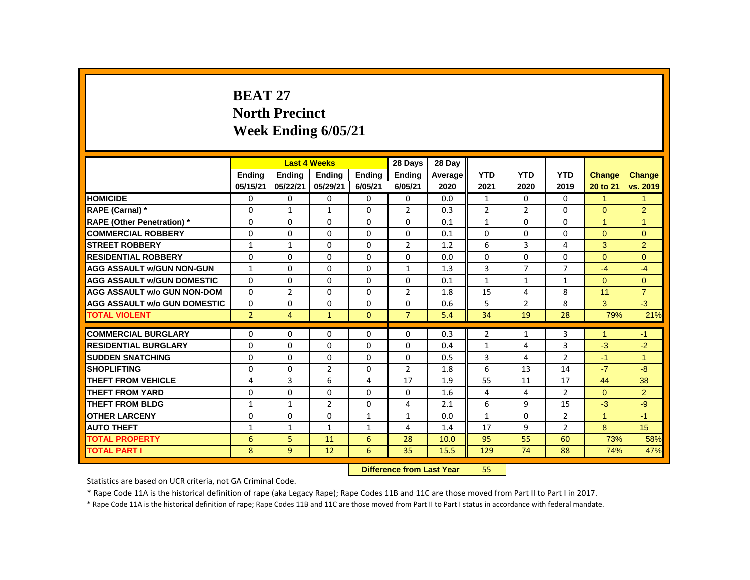# BEAT 27
## North Precinct
## Week Ending 6/05/21

| | Last 4 Weeks | | | | 28 Days | 28 Day | | | | | |
|---|---|---|---|---|---|---|---|---|---|---|---|
| | Ending 05/15/21 | Ending 05/22/21 | Ending 05/29/21 | Ending 6/05/21 | Ending 6/05/21 | Average 2020 | YTD 2021 | YTD 2020 | YTD 2019 | Change 20 to 21 | Change vs. 2019 |
| HOMICIDE | 0 | 0 | 0 | 0 | 0 | 0.0 | 1 | 0 | 0 | 1 | 1 |
| RAPE (Carnal) * | 0 | 1 | 1 | 0 | 2 | 0.3 | 2 | 2 | 0 | 0 | 2 |
| RAPE (Other Penetration) * | 0 | 0 | 0 | 0 | 0 | 0.1 | 1 | 0 | 0 | 1 | 1 |
| COMMERCIAL ROBBERY | 0 | 0 | 0 | 0 | 0 | 0.1 | 0 | 0 | 0 | 0 | 0 |
| STREET ROBBERY | 1 | 1 | 0 | 0 | 2 | 1.2 | 6 | 3 | 4 | 3 | 2 |
| RESIDENTIAL ROBBERY | 0 | 0 | 0 | 0 | 0 | 0.0 | 0 | 0 | 0 | 0 | 0 |
| AGG ASSAULT w/GUN NON-GUN | 1 | 0 | 0 | 0 | 1 | 1.3 | 3 | 7 | 7 | -4 | -4 |
| AGG ASSAULT w/GUN DOMESTIC | 0 | 0 | 0 | 0 | 0 | 0.1 | 1 | 1 | 1 | 0 | 0 |
| AGG ASSAULT w/o GUN NON-DOM | 0 | 2 | 0 | 0 | 2 | 1.8 | 15 | 4 | 8 | 11 | 7 |
| AGG ASSAULT w/o GUN DOMESTIC | 0 | 0 | 0 | 0 | 0 | 0.6 | 5 | 2 | 8 | 3 | -3 |
| TOTAL VIOLENT | 2 | 4 | 1 | 0 | 7 | 5.4 | 34 | 19 | 28 | 79% | 21% |
| COMMERCIAL BURGLARY | 0 | 0 | 0 | 0 | 0 | 0.3 | 2 | 1 | 3 | 1 | -1 |
| RESIDENTIAL BURGLARY | 0 | 0 | 0 | 0 | 0 | 0.4 | 1 | 4 | 3 | -3 | -2 |
| SUDDEN SNATCHING | 0 | 0 | 0 | 0 | 0 | 0.5 | 3 | 4 | 2 | -1 | 1 |
| SHOPLIFTING | 0 | 0 | 2 | 0 | 2 | 1.8 | 6 | 13 | 14 | -7 | -8 |
| THEFT FROM VEHICLE | 4 | 3 | 6 | 4 | 17 | 1.9 | 55 | 11 | 17 | 44 | 38 |
| THEFT FROM YARD | 0 | 0 | 0 | 0 | 0 | 1.6 | 4 | 4 | 2 | 0 | 2 |
| THEFT FROM BLDG | 1 | 1 | 2 | 0 | 4 | 2.1 | 6 | 9 | 15 | -3 | -9 |
| OTHER LARCENY | 0 | 0 | 0 | 1 | 1 | 0.0 | 1 | 0 | 2 | 1 | -1 |
| AUTO THEFT | 1 | 1 | 1 | 1 | 4 | 1.4 | 17 | 9 | 2 | 8 | 15 |
| TOTAL PROPERTY | 6 | 5 | 11 | 6 | 28 | 10.0 | 95 | 55 | 60 | 73% | 58% |
| TOTAL PART I | 8 | 9 | 12 | 6 | 35 | 15.5 | 129 | 74 | 88 | 74% | 47% |

**Difference from Last Year** 55

Statistics are based on UCR criteria, not GA Criminal Code.

* Rape Code 11A is the historical definition of rape (aka Legacy Rape); Rape Codes 11B and 11C are those moved from Part II to Part I in 2017.

* Rape Code 11A is the historical definition of rape; Rape Codes 11B and 11C are those moved from Part II to Part I status in accordance with federal mandate.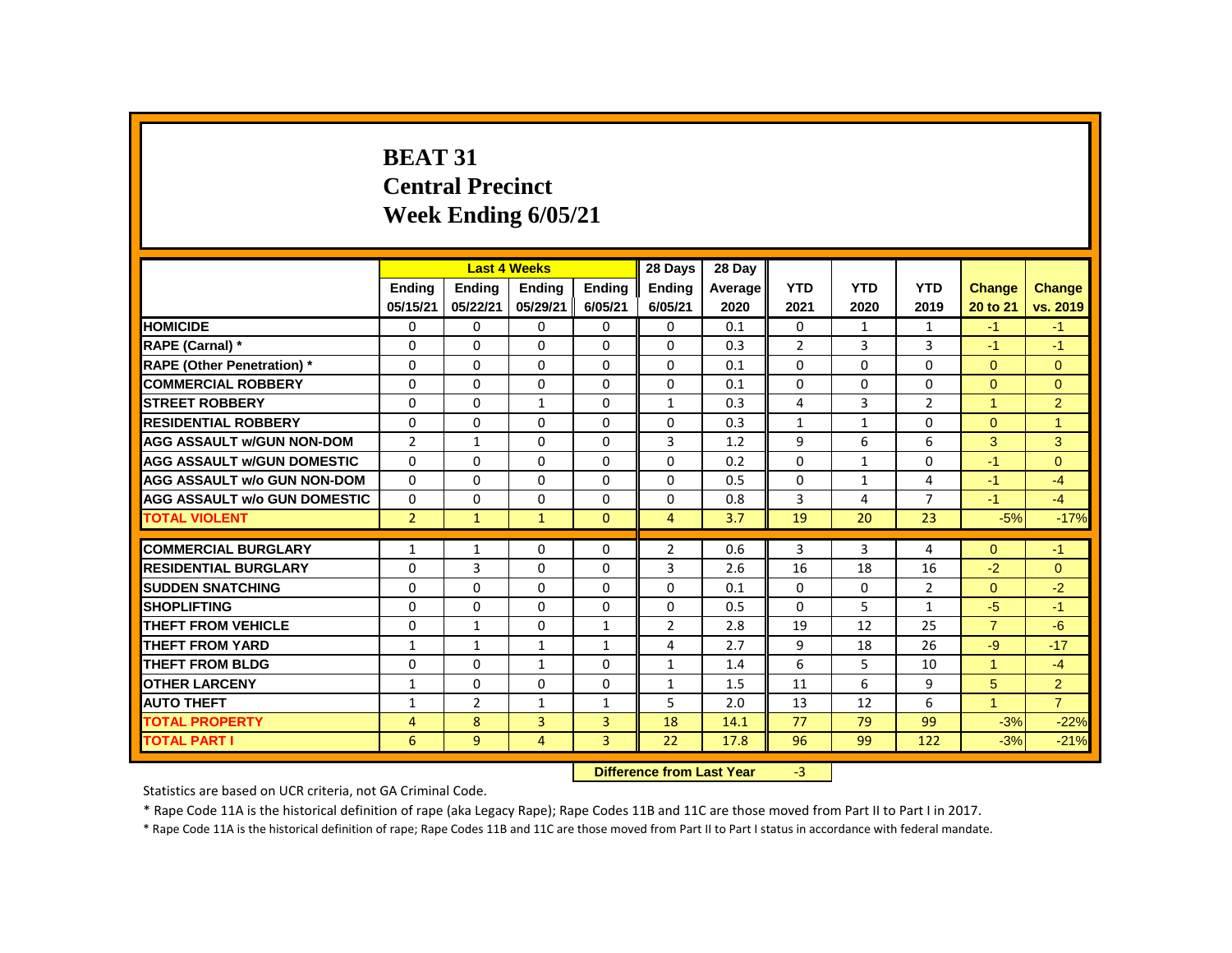# BEAT 31
## Central Precinct
## Week Ending 6/05/21

| | Last 4 Weeks | | | | 28 Days | 28 Day | | | | | |
|---|---|---|---|---|---|---|---|---|---|---|---|
| | Ending 05/15/21 | Ending 05/22/21 | Ending 05/29/21 | Ending 6/05/21 | Ending 6/05/21 | Average 2020 | YTD 2021 | YTD 2020 | YTD 2019 | Change 20 to 21 | Change vs. 2019 |
| HOMICIDE | 0 | 0 | 0 | 0 | 0 | 0.1 | 0 | 1 | 1 | -1 | -1 |
| RAPE (Carnal) * | 0 | 0 | 0 | 0 | 0 | 0.3 | 2 | 3 | 3 | -1 | -1 |
| RAPE (Other Penetration) * | 0 | 0 | 0 | 0 | 0 | 0.1 | 0 | 0 | 0 | 0 | 0 |
| COMMERCIAL ROBBERY | 0 | 0 | 0 | 0 | 0 | 0.1 | 0 | 0 | 0 | 0 | 0 |
| STREET ROBBERY | 0 | 0 | 1 | 0 | 1 | 0.3 | 4 | 3 | 2 | 1 | 2 |
| RESIDENTIAL ROBBERY | 0 | 0 | 0 | 0 | 0 | 0.3 | 1 | 1 | 0 | 0 | 1 |
| AGG ASSAULT w/GUN NON-DOM | 2 | 1 | 0 | 0 | 3 | 1.2 | 9 | 6 | 6 | 3 | 3 |
| AGG ASSAULT w/GUN DOMESTIC | 0 | 0 | 0 | 0 | 0 | 0.2 | 0 | 1 | 0 | -1 | 0 |
| AGG ASSAULT w/o GUN NON-DOM | 0 | 0 | 0 | 0 | 0 | 0.5 | 0 | 1 | 4 | -1 | -4 |
| AGG ASSAULT w/o GUN DOMESTIC | 0 | 0 | 0 | 0 | 0 | 0.8 | 3 | 4 | 7 | -1 | -4 |
| TOTAL VIOLENT | 2 | 1 | 1 | 0 | 4 | 3.7 | 19 | 20 | 23 | -5% | -17% |
| COMMERCIAL BURGLARY | 1 | 1 | 0 | 0 | 2 | 0.6 | 3 | 3 | 4 | 0 | -1 |
| RESIDENTIAL BURGLARY | 0 | 3 | 0 | 0 | 3 | 2.6 | 16 | 18 | 16 | -2 | 0 |
| SUDDEN SNATCHING | 0 | 0 | 0 | 0 | 0 | 0.1 | 0 | 0 | 2 | 0 | -2 |
| SHOPLIFTING | 0 | 0 | 0 | 0 | 0 | 0.5 | 0 | 5 | 1 | -5 | -1 |
| THEFT FROM VEHICLE | 0 | 1 | 0 | 1 | 2 | 2.8 | 19 | 12 | 25 | 7 | -6 |
| THEFT FROM YARD | 1 | 1 | 1 | 1 | 4 | 2.7 | 9 | 18 | 26 | -9 | -17 |
| THEFT FROM BLDG | 0 | 0 | 1 | 0 | 1 | 1.4 | 6 | 5 | 10 | 1 | -4 |
| OTHER LARCENY | 1 | 0 | 0 | 0 | 1 | 1.5 | 11 | 6 | 9 | 5 | 2 |
| AUTO THEFT | 1 | 2 | 1 | 1 | 5 | 2.0 | 13 | 12 | 6 | 1 | 7 |
| TOTAL PROPERTY | 4 | 8 | 3 | 3 | 18 | 14.1 | 77 | 79 | 99 | -3% | -22% |
| TOTAL PART I | 6 | 9 | 4 | 3 | 22 | 17.8 | 96 | 99 | 122 | -3% | -21% |

**Difference from Last Year** -3

Statistics are based on UCR criteria, not GA Criminal Code.

* Rape Code 11A is the historical definition of rape (aka Legacy Rape); Rape Codes 11B and 11C are those moved from Part II to Part I in 2017.

* Rape Code 11A is the historical definition of rape; Rape Codes 11B and 11C are those moved from Part II to Part I status in accordance with federal mandate.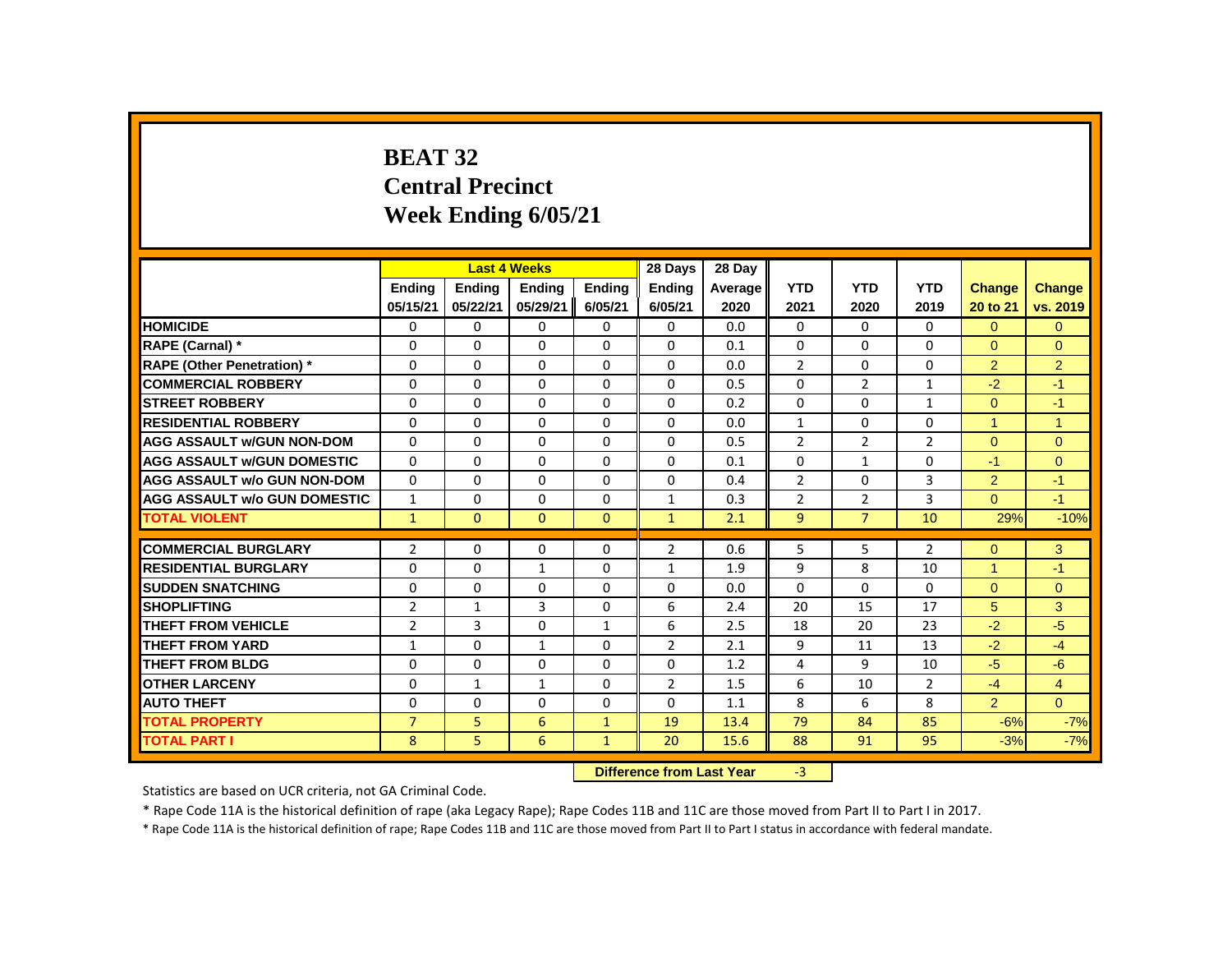# BEAT 32
## Central Precinct
## Week Ending 6/05/21

| | Last 4 Weeks | | | | 28 Days | 28 Day | | | | | |
|---|---|---|---|---|---|---|---|---|---|---|---|
| | Ending 05/15/21 | Ending 05/22/21 | Ending 05/29/21 | Ending 6/05/21 | Ending 6/05/21 | Average 2020 | YTD 2021 | YTD 2020 | YTD 2019 | Change 20 to 21 | Change vs. 2019 |
| HOMICIDE | 0 | 0 | 0 | 0 | 0 | 0.0 | 0 | 0 | 0 | 0 | 0 |
| RAPE (Carnal) * | 0 | 0 | 0 | 0 | 0 | 0.1 | 0 | 0 | 0 | 0 | 0 |
| RAPE (Other Penetration) * | 0 | 0 | 0 | 0 | 0 | 0.0 | 2 | 0 | 0 | 2 | 2 |
| COMMERCIAL ROBBERY | 0 | 0 | 0 | 0 | 0 | 0.5 | 0 | 2 | 1 | -2 | -1 |
| STREET ROBBERY | 0 | 0 | 0 | 0 | 0 | 0.2 | 0 | 0 | 1 | 0 | -1 |
| RESIDENTIAL ROBBERY | 0 | 0 | 0 | 0 | 0 | 0.0 | 1 | 0 | 0 | 1 | 1 |
| AGG ASSAULT w/GUN NON-DOM | 0 | 0 | 0 | 0 | 0 | 0.5 | 2 | 2 | 2 | 0 | 0 |
| AGG ASSAULT w/GUN DOMESTIC | 0 | 0 | 0 | 0 | 0 | 0.1 | 0 | 1 | 0 | -1 | 0 |
| AGG ASSAULT w/o GUN NON-DOM | 0 | 0 | 0 | 0 | 0 | 0.4 | 2 | 0 | 3 | 2 | -1 |
| AGG ASSAULT w/o GUN DOMESTIC | 1 | 0 | 0 | 0 | 1 | 0.3 | 2 | 2 | 3 | 0 | -1 |
| TOTAL VIOLENT | 1 | 0 | 0 | 0 | 1 | 2.1 | 9 | 7 | 10 | 29% | -10% |
| COMMERCIAL BURGLARY | 2 | 0 | 0 | 0 | 2 | 0.6 | 5 | 5 | 2 | 0 | 3 |
| RESIDENTIAL BURGLARY | 0 | 0 | 1 | 0 | 1 | 1.9 | 9 | 8 | 10 | 1 | -1 |
| SUDDEN SNATCHING | 0 | 0 | 0 | 0 | 0 | 0.0 | 0 | 0 | 0 | 0 | 0 |
| SHOPLIFTING | 2 | 1 | 3 | 0 | 6 | 2.4 | 20 | 15 | 17 | 5 | 3 |
| THEFT FROM VEHICLE | 2 | 3 | 0 | 1 | 6 | 2.5 | 18 | 20 | 23 | -2 | -5 |
| THEFT FROM YARD | 1 | 0 | 1 | 0 | 2 | 2.1 | 9 | 11 | 13 | -2 | -4 |
| THEFT FROM BLDG | 0 | 0 | 0 | 0 | 0 | 1.2 | 4 | 9 | 10 | -5 | -6 |
| OTHER LARCENY | 0 | 1 | 1 | 0 | 2 | 1.5 | 6 | 10 | 2 | -4 | 4 |
| AUTO THEFT | 0 | 0 | 0 | 0 | 0 | 1.1 | 8 | 6 | 8 | 2 | 0 |
| TOTAL PROPERTY | 7 | 5 | 6 | 1 | 19 | 13.4 | 79 | 84 | 85 | -6% | -7% |
| TOTAL PART I | 8 | 5 | 6 | 1 | 20 | 15.6 | 88 | 91 | 95 | -3% | -7% |

**Difference from Last Year** -3

Statistics are based on UCR criteria, not GA Criminal Code.

* Rape Code 11A is the historical definition of rape (aka Legacy Rape); Rape Codes 11B and 11C are those moved from Part II to Part I in 2017.

* Rape Code 11A is the historical definition of rape; Rape Codes 11B and 11C are those moved from Part II to Part I status in accordance with federal mandate.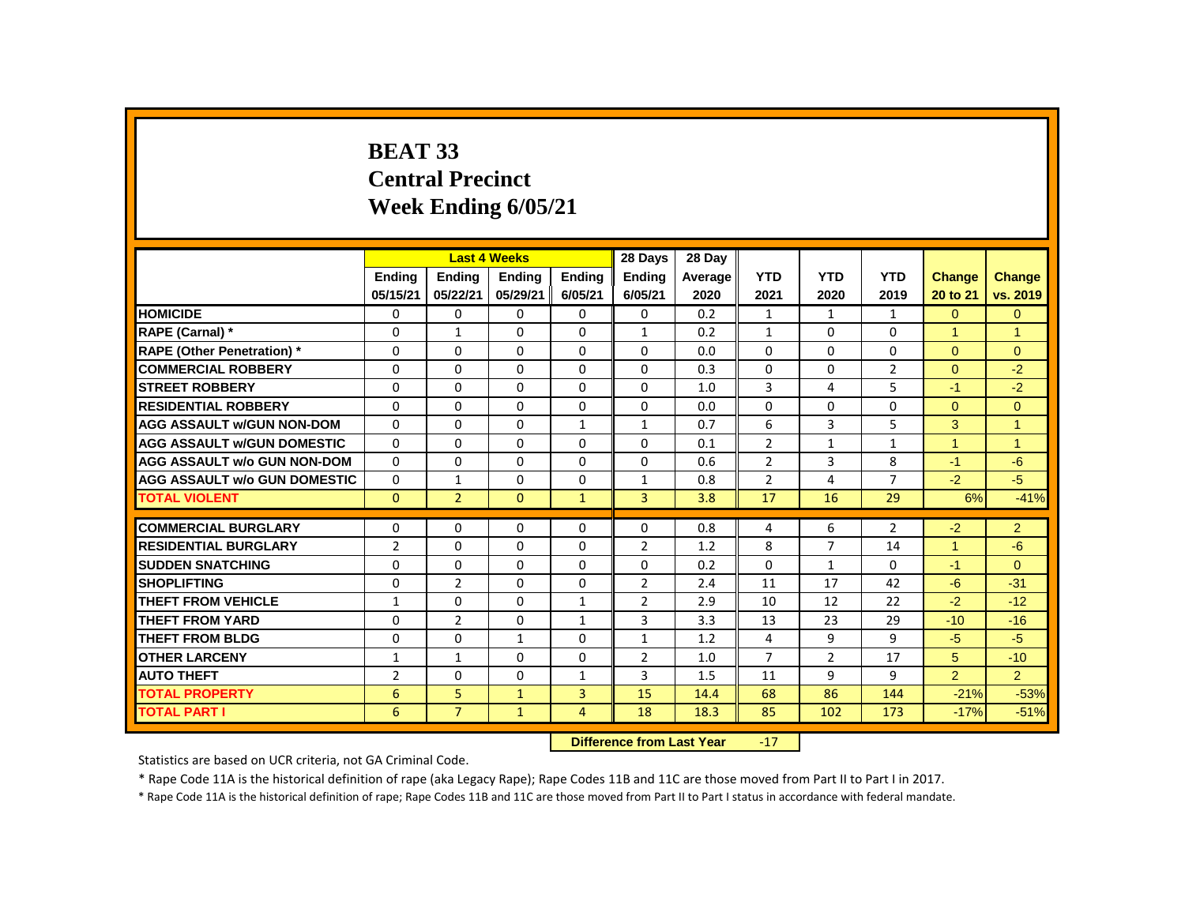# BEAT 33
## Central Precinct
## Week Ending 6/05/21

| | Last 4 Weeks | | | | 28 Days | 28 Day | | | | | |
|---|---|---|---|---|---|---|---|---|---|---|---|
| | Ending 05/15/21 | Ending 05/22/21 | Ending 05/29/21 | Ending 6/05/21 | Ending 6/05/21 | Average 2020 | YTD 2021 | YTD 2020 | YTD 2019 | Change 20 to 21 | Change vs. 2019 |
| HOMICIDE | 0 | 0 | 0 | 0 | 0 | 0.2 | 1 | 1 | 1 | 0 | 0 |
| RAPE (Carnal) * | 0 | 1 | 0 | 0 | 1 | 0.2 | 1 | 0 | 0 | 1 | 1 |
| RAPE (Other Penetration) * | 0 | 0 | 0 | 0 | 0 | 0.0 | 0 | 0 | 0 | 0 | 0 |
| COMMERCIAL ROBBERY | 0 | 0 | 0 | 0 | 0 | 0.3 | 0 | 0 | 2 | 0 | -2 |
| STREET ROBBERY | 0 | 0 | 0 | 0 | 0 | 1.0 | 3 | 4 | 5 | -1 | -2 |
| RESIDENTIAL ROBBERY | 0 | 0 | 0 | 0 | 0 | 0.0 | 0 | 0 | 0 | 0 | 0 |
| AGG ASSAULT w/GUN NON-DOM | 0 | 0 | 0 | 1 | 1 | 0.7 | 6 | 3 | 5 | 3 | 1 |
| AGG ASSAULT w/GUN DOMESTIC | 0 | 0 | 0 | 0 | 0 | 0.1 | 2 | 1 | 1 | 1 | 1 |
| AGG ASSAULT w/o GUN NON-DOM | 0 | 0 | 0 | 0 | 0 | 0.6 | 2 | 3 | 8 | -1 | -6 |
| AGG ASSAULT w/o GUN DOMESTIC | 0 | 1 | 0 | 0 | 1 | 0.8 | 2 | 4 | 7 | -2 | -5 |
| TOTAL VIOLENT | 0 | 2 | 0 | 1 | 3 | 3.8 | 17 | 16 | 29 | 6% | -41% |
| COMMERCIAL BURGLARY | 0 | 0 | 0 | 0 | 0 | 0.8 | 4 | 6 | 2 | -2 | 2 |
| RESIDENTIAL BURGLARY | 2 | 0 | 0 | 0 | 2 | 1.2 | 8 | 7 | 14 | 1 | -6 |
| SUDDEN SNATCHING | 0 | 0 | 0 | 0 | 0 | 0.2 | 0 | 1 | 0 | -1 | 0 |
| SHOPLIFTING | 0 | 2 | 0 | 0 | 2 | 2.4 | 11 | 17 | 42 | -6 | -31 |
| THEFT FROM VEHICLE | 1 | 0 | 0 | 1 | 2 | 2.9 | 10 | 12 | 22 | -2 | -12 |
| THEFT FROM YARD | 0 | 2 | 0 | 1 | 3 | 3.3 | 13 | 23 | 29 | -10 | -16 |
| THEFT FROM BLDG | 0 | 0 | 1 | 0 | 1 | 1.2 | 4 | 9 | 9 | -5 | -5 |
| OTHER LARCENY | 1 | 1 | 0 | 0 | 2 | 1.0 | 7 | 2 | 17 | 5 | -10 |
| AUTO THEFT | 2 | 0 | 0 | 1 | 3 | 1.5 | 11 | 9 | 9 | 2 | 2 |
| TOTAL PROPERTY | 6 | 5 | 1 | 3 | 15 | 14.4 | 68 | 86 | 144 | -21% | -53% |
| TOTAL PART I | 6 | 7 | 1 | 4 | 18 | 18.3 | 85 | 102 | 173 | -17% | -51% |

**Difference from Last Year** -17

Statistics are based on UCR criteria, not GA Criminal Code.

* Rape Code 11A is the historical definition of rape (aka Legacy Rape); Rape Codes 11B and 11C are those moved from Part II to Part I in 2017.

* Rape Code 11A is the historical definition of rape; Rape Codes 11B and 11C are those moved from Part II to Part I status in accordance with federal mandate.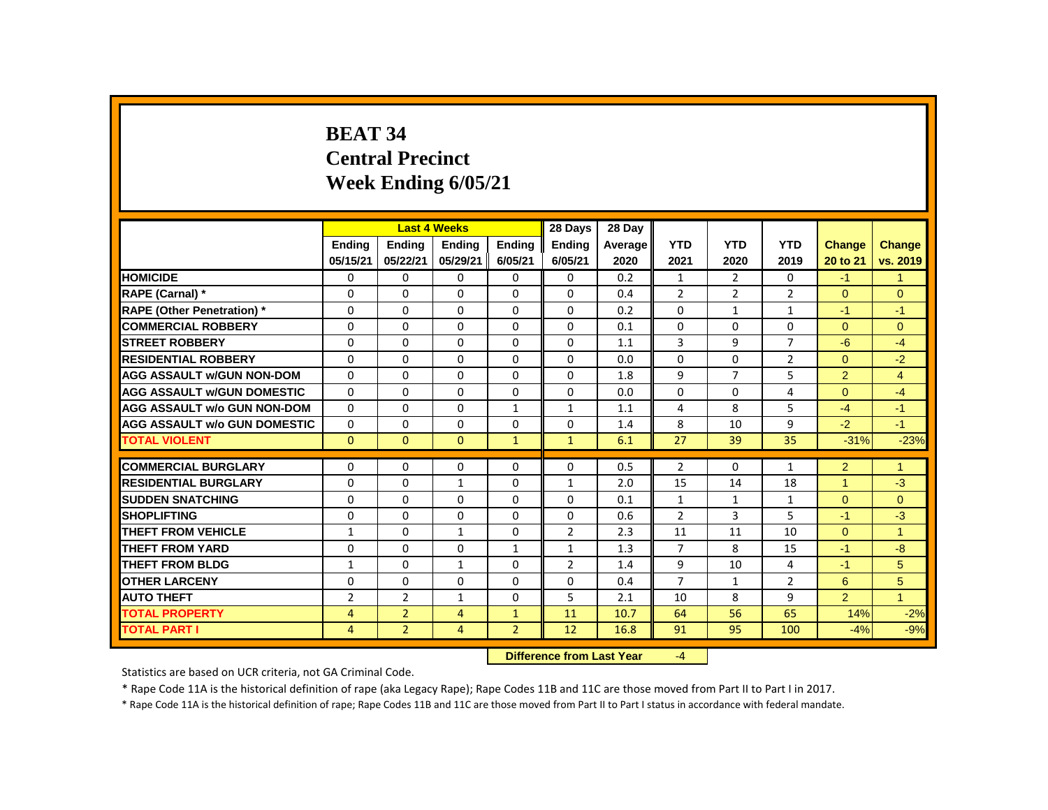# BEAT 34
## Central Precinct
## Week Ending 6/05/21

| | Last 4 Weeks | | | | 28 Days | 28 Day | | | | | |
|---|---|---|---|---|---|---|---|---|---|---|---|
| | Ending 05/15/21 | Ending 05/22/21 | Ending 05/29/21 | Ending 6/05/21 | Ending 6/05/21 | Average 2020 | YTD 2021 | YTD 2020 | YTD 2019 | Change 20 to 21 | Change vs. 2019 |
| HOMICIDE | 0 | 0 | 0 | 0 | 0 | 0.2 | 1 | 2 | 0 | -1 | 1 |
| RAPE (Carnal) * | 0 | 0 | 0 | 0 | 0 | 0.4 | 2 | 2 | 2 | 0 | 0 |
| RAPE (Other Penetration) * | 0 | 0 | 0 | 0 | 0 | 0.2 | 0 | 1 | 1 | -1 | -1 |
| COMMERCIAL ROBBERY | 0 | 0 | 0 | 0 | 0 | 0.1 | 0 | 0 | 0 | 0 | 0 |
| STREET ROBBERY | 0 | 0 | 0 | 0 | 0 | 1.1 | 3 | 9 | 7 | -6 | -4 |
| RESIDENTIAL ROBBERY | 0 | 0 | 0 | 0 | 0 | 0.0 | 0 | 0 | 2 | 0 | -2 |
| AGG ASSAULT w/GUN NON-DOM | 0 | 0 | 0 | 0 | 0 | 1.8 | 9 | 7 | 5 | 2 | 4 |
| AGG ASSAULT w/GUN DOMESTIC | 0 | 0 | 0 | 0 | 0 | 0.0 | 0 | 0 | 4 | 0 | -4 |
| AGG ASSAULT w/o GUN NON-DOM | 0 | 0 | 0 | 1 | 1 | 1.1 | 4 | 8 | 5 | -4 | -1 |
| AGG ASSAULT w/o GUN DOMESTIC | 0 | 0 | 0 | 0 | 0 | 1.4 | 8 | 10 | 9 | -2 | -1 |
| TOTAL VIOLENT | 0 | 0 | 0 | 1 | 1 | 6.1 | 27 | 39 | 35 | -31% | -23% |
| COMMERCIAL BURGLARY | 0 | 0 | 0 | 0 | 0 | 0.5 | 2 | 0 | 1 | 2 | 1 |
| RESIDENTIAL BURGLARY | 0 | 0 | 1 | 0 | 1 | 2.0 | 15 | 14 | 18 | 1 | -3 |
| SUDDEN SNATCHING | 0 | 0 | 0 | 0 | 0 | 0.1 | 1 | 1 | 1 | 0 | 0 |
| SHOPLIFTING | 0 | 0 | 0 | 0 | 0 | 0.6 | 2 | 3 | 5 | -1 | -3 |
| THEFT FROM VEHICLE | 1 | 0 | 1 | 0 | 2 | 2.3 | 11 | 11 | 10 | 0 | 1 |
| THEFT FROM YARD | 0 | 0 | 0 | 1 | 1 | 1.3 | 7 | 8 | 15 | -1 | -8 |
| THEFT FROM BLDG | 1 | 0 | 1 | 0 | 2 | 1.4 | 9 | 10 | 4 | -1 | 5 |
| OTHER LARCENY | 0 | 0 | 0 | 0 | 0 | 0.4 | 7 | 1 | 2 | 6 | 5 |
| AUTO THEFT | 2 | 2 | 1 | 0 | 5 | 2.1 | 10 | 8 | 9 | 2 | 1 |
| TOTAL PROPERTY | 4 | 2 | 4 | 1 | 11 | 10.7 | 64 | 56 | 65 | 14% | -2% |
| TOTAL PART I | 4 | 2 | 4 | 2 | 12 | 16.8 | 91 | 95 | 100 | -4% | -9% |

**Difference from Last Year** -4

Statistics are based on UCR criteria, not GA Criminal Code.

* Rape Code 11A is the historical definition of rape (aka Legacy Rape); Rape Codes 11B and 11C are those moved from Part II to Part I in 2017.

* Rape Code 11A is the historical definition of rape; Rape Codes 11B and 11C are those moved from Part II to Part I status in accordance with federal mandate.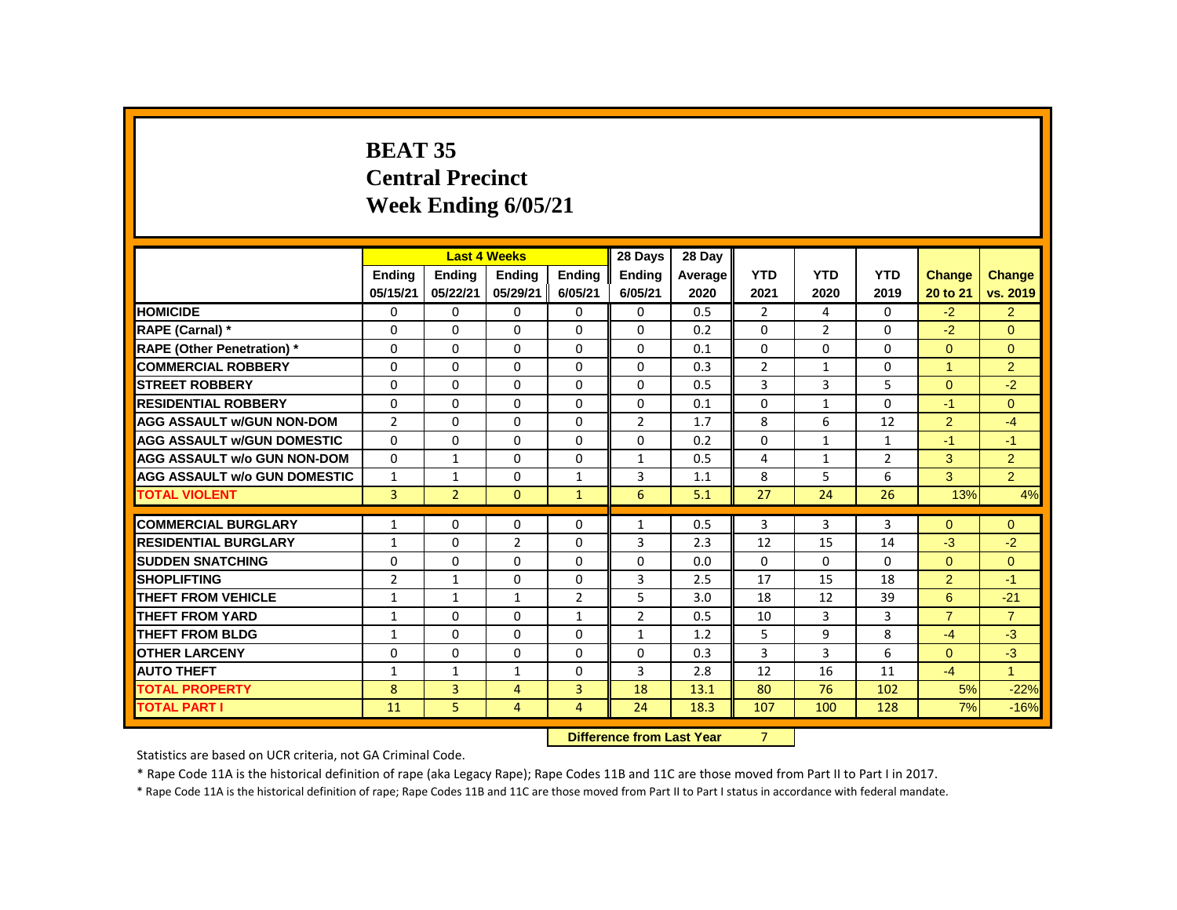# BEAT 35
## Central Precinct
## Week Ending 6/05/21

| | Last 4 Weeks | | | | 28 Days | 28 Day | | | | | |
|---|---|---|---|---|---|---|---|---|---|---|---|
| | Ending 05/15/21 | Ending 05/22/21 | Ending 05/29/21 | Ending 6/05/21 | Ending 6/05/21 | Average 2020 | YTD 2021 | YTD 2020 | YTD 2019 | Change 20 to 21 | Change vs. 2019 |
| HOMICIDE | 0 | 0 | 0 | 0 | 0 | 0.5 | 2 | 4 | 0 | -2 | 2 |
| RAPE (Carnal) * | 0 | 0 | 0 | 0 | 0 | 0.2 | 0 | 2 | 0 | -2 | 0 |
| RAPE (Other Penetration) * | 0 | 0 | 0 | 0 | 0 | 0.1 | 0 | 0 | 0 | 0 | 0 |
| COMMERCIAL ROBBERY | 0 | 0 | 0 | 0 | 0 | 0.3 | 2 | 1 | 0 | 1 | 2 |
| STREET ROBBERY | 0 | 0 | 0 | 0 | 0 | 0.5 | 3 | 3 | 5 | 0 | -2 |
| RESIDENTIAL ROBBERY | 0 | 0 | 0 | 0 | 0 | 0.1 | 0 | 1 | 0 | -1 | 0 |
| AGG ASSAULT w/GUN NON-DOM | 2 | 0 | 0 | 0 | 2 | 1.7 | 8 | 6 | 12 | 2 | -4 |
| AGG ASSAULT w/GUN DOMESTIC | 0 | 0 | 0 | 0 | 0 | 0.2 | 0 | 1 | 1 | -1 | -1 |
| AGG ASSAULT w/o GUN NON-DOM | 0 | 1 | 0 | 0 | 1 | 0.5 | 4 | 1 | 2 | 3 | 2 |
| AGG ASSAULT w/o GUN DOMESTIC | 1 | 1 | 0 | 1 | 3 | 1.1 | 8 | 5 | 6 | 3 | 2 |
| TOTAL VIOLENT | 3 | 2 | 0 | 1 | 6 | 5.1 | 27 | 24 | 26 | 13% | 4% |
| COMMERCIAL BURGLARY | 1 | 0 | 0 | 0 | 1 | 0.5 | 3 | 3 | 3 | 0 | 0 |
| RESIDENTIAL BURGLARY | 1 | 0 | 2 | 0 | 3 | 2.3 | 12 | 15 | 14 | -3 | -2 |
| SUDDEN SNATCHING | 0 | 0 | 0 | 0 | 0 | 0.0 | 0 | 0 | 0 | 0 | 0 |
| SHOPLIFTING | 2 | 1 | 0 | 0 | 3 | 2.5 | 17 | 15 | 18 | 2 | -1 |
| THEFT FROM VEHICLE | 1 | 1 | 1 | 2 | 5 | 3.0 | 18 | 12 | 39 | 6 | -21 |
| THEFT FROM YARD | 1 | 0 | 0 | 1 | 2 | 0.5 | 10 | 3 | 3 | 7 | 7 |
| THEFT FROM BLDG | 1 | 0 | 0 | 0 | 1 | 1.2 | 5 | 9 | 8 | -4 | -3 |
| OTHER LARCENY | 0 | 0 | 0 | 0 | 0 | 0.3 | 3 | 3 | 6 | 0 | -3 |
| AUTO THEFT | 1 | 1 | 1 | 0 | 3 | 2.8 | 12 | 16 | 11 | -4 | 1 |
| TOTAL PROPERTY | 8 | 3 | 4 | 3 | 18 | 13.1 | 80 | 76 | 102 | 5% | -22% |
| TOTAL PART I | 11 | 5 | 4 | 4 | 24 | 18.3 | 107 | 100 | 128 | 7% | -16% |

**Difference from Last Year** 7

Statistics are based on UCR criteria, not GA Criminal Code.

* Rape Code 11A is the historical definition of rape (aka Legacy Rape); Rape Codes 11B and 11C are those moved from Part II to Part I in 2017.

* Rape Code 11A is the historical definition of rape; Rape Codes 11B and 11C are those moved from Part II to Part I status in accordance with federal mandate.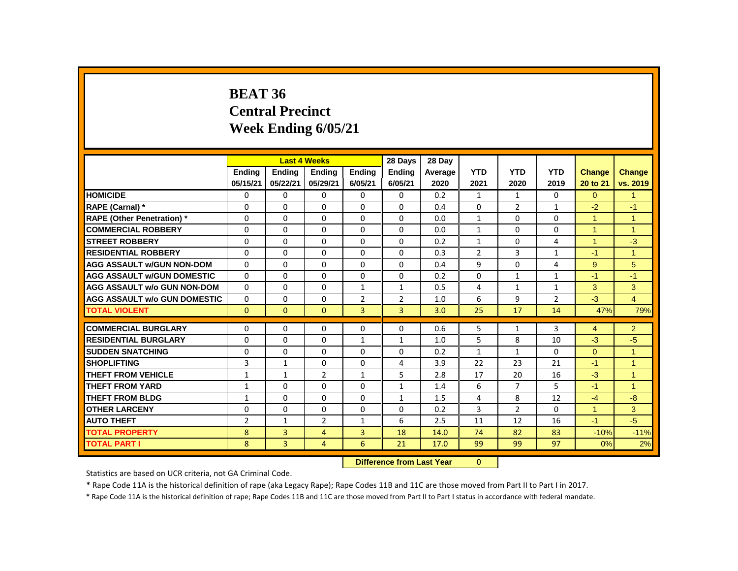# BEAT 36
## Central Precinct
## Week Ending 6/05/21

| | Last 4 Weeks | | | | 28 Days | 28 Day | | | | | |
|---|---|---|---|---|---|---|---|---|---|---|---|
| | Ending 05/15/21 | Ending 05/22/21 | Ending 05/29/21 | Ending 6/05/21 | Ending 6/05/21 | Average 2020 | YTD 2021 | YTD 2020 | YTD 2019 | Change 20 to 21 | Change vs. 2019 |
| HOMICIDE | 0 | 0 | 0 | 0 | 0 | 0.2 | 1 | 1 | 0 | 0 | 1 |
| RAPE (Carnal) * | 0 | 0 | 0 | 0 | 0 | 0.4 | 0 | 2 | 1 | -2 | -1 |
| RAPE (Other Penetration) * | 0 | 0 | 0 | 0 | 0 | 0.0 | 1 | 0 | 0 | 1 | 1 |
| COMMERCIAL ROBBERY | 0 | 0 | 0 | 0 | 0 | 0.0 | 1 | 0 | 0 | 1 | 1 |
| STREET ROBBERY | 0 | 0 | 0 | 0 | 0 | 0.2 | 1 | 0 | 4 | 1 | -3 |
| RESIDENTIAL ROBBERY | 0 | 0 | 0 | 0 | 0 | 0.3 | 2 | 3 | 1 | -1 | 1 |
| AGG ASSAULT w/GUN NON-DOM | 0 | 0 | 0 | 0 | 0 | 0.4 | 9 | 0 | 4 | 9 | 5 |
| AGG ASSAULT w/GUN DOMESTIC | 0 | 0 | 0 | 0 | 0 | 0.2 | 0 | 1 | 1 | -1 | -1 |
| AGG ASSAULT w/o GUN NON-DOM | 0 | 0 | 0 | 1 | 1 | 0.5 | 4 | 1 | 1 | 3 | 3 |
| AGG ASSAULT w/o GUN DOMESTIC | 0 | 0 | 0 | 2 | 2 | 1.0 | 6 | 9 | 2 | -3 | 4 |
| TOTAL VIOLENT | 0 | 0 | 0 | 3 | 3 | 3.0 | 25 | 17 | 14 | 47% | 79% |
| COMMERCIAL BURGLARY | 0 | 0 | 0 | 0 | 0 | 0.6 | 5 | 1 | 3 | 4 | 2 |
| RESIDENTIAL BURGLARY | 0 | 0 | 0 | 1 | 1 | 1.0 | 5 | 8 | 10 | -3 | -5 |
| SUDDEN SNATCHING | 0 | 0 | 0 | 0 | 0 | 0.2 | 1 | 1 | 0 | 0 | 1 |
| SHOPLIFTING | 3 | 1 | 0 | 0 | 4 | 3.9 | 22 | 23 | 21 | -1 | 1 |
| THEFT FROM VEHICLE | 1 | 1 | 2 | 1 | 5 | 2.8 | 17 | 20 | 16 | -3 | 1 |
| THEFT FROM YARD | 1 | 0 | 0 | 0 | 1 | 1.4 | 6 | 7 | 5 | -1 | 1 |
| THEFT FROM BLDG | 1 | 0 | 0 | 0 | 1 | 1.5 | 4 | 8 | 12 | -4 | -8 |
| OTHER LARCENY | 0 | 0 | 0 | 0 | 0 | 0.2 | 3 | 2 | 0 | 1 | 3 |
| AUTO THEFT | 2 | 1 | 2 | 1 | 6 | 2.5 | 11 | 12 | 16 | -1 | -5 |
| TOTAL PROPERTY | 8 | 3 | 4 | 3 | 18 | 14.0 | 74 | 82 | 83 | -10% | -11% |
| TOTAL PART I | 8 | 3 | 4 | 6 | 21 | 17.0 | 99 | 99 | 97 | 0% | 2% |

**Difference from Last Year** 0

Statistics are based on UCR criteria, not GA Criminal Code.

* Rape Code 11A is the historical definition of rape (aka Legacy Rape); Rape Codes 11B and 11C are those moved from Part II to Part I in 2017.

* Rape Code 11A is the historical definition of rape; Rape Codes 11B and 11C are those moved from Part II to Part I status in accordance with federal mandate.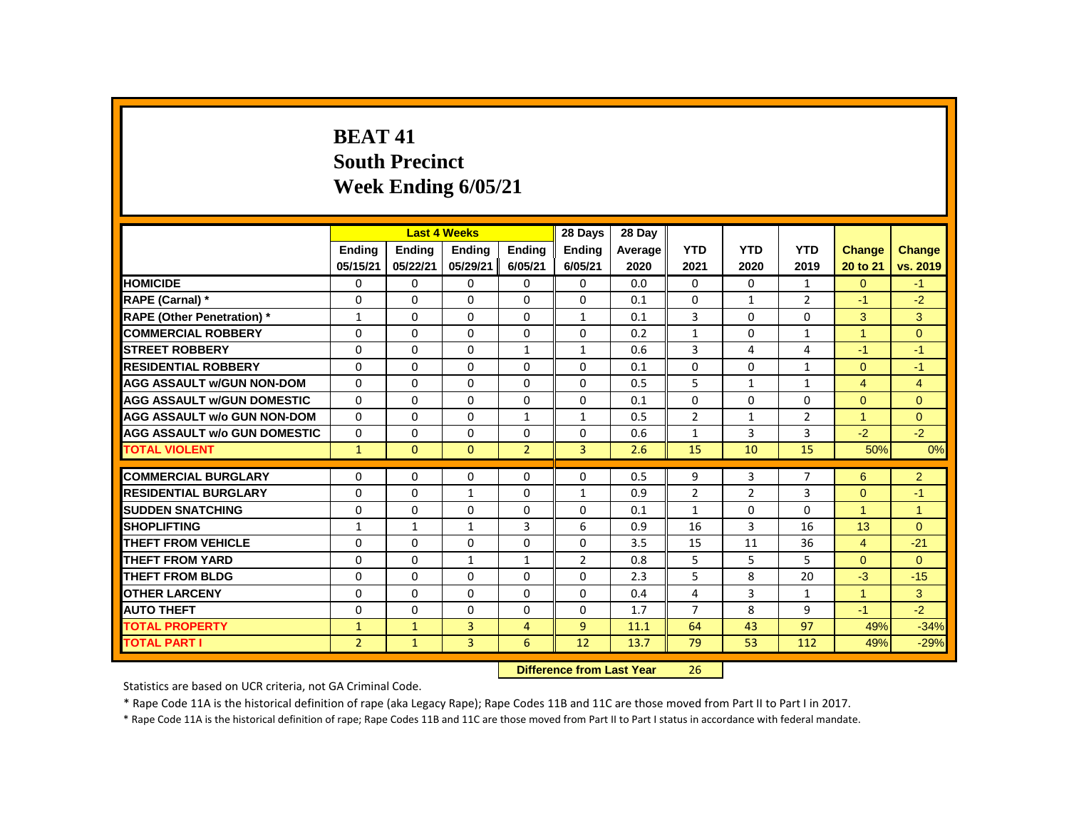# BEAT 41
## South Precinct
## Week Ending 6/05/21

| | Last 4 Weeks | | | | 28 Days | 28 Day | | | | | |
|---|---|---|---|---|---|---|---|---|---|---|---|
| | Ending 05/15/21 | Ending 05/22/21 | Ending 05/29/21 | Ending 6/05/21 | Ending 6/05/21 | Average 2020 | YTD 2021 | YTD 2020 | YTD 2019 | Change 20 to 21 | Change vs. 2019 |
| HOMICIDE | 0 | 0 | 0 | 0 | 0 | 0.0 | 0 | 0 | 1 | 0 | -1 |
| RAPE (Carnal) * | 0 | 0 | 0 | 0 | 0 | 0.1 | 0 | 1 | 2 | -1 | -2 |
| RAPE (Other Penetration) * | 1 | 0 | 0 | 0 | 1 | 0.1 | 3 | 0 | 0 | 3 | 3 |
| COMMERCIAL ROBBERY | 0 | 0 | 0 | 0 | 0 | 0.2 | 1 | 0 | 1 | 1 | 0 |
| STREET ROBBERY | 0 | 0 | 0 | 1 | 1 | 0.6 | 3 | 4 | 4 | -1 | -1 |
| RESIDENTIAL ROBBERY | 0 | 0 | 0 | 0 | 0 | 0.1 | 0 | 0 | 1 | 0 | -1 |
| AGG ASSAULT w/GUN NON-DOM | 0 | 0 | 0 | 0 | 0 | 0.5 | 5 | 1 | 1 | 4 | 4 |
| AGG ASSAULT w/GUN DOMESTIC | 0 | 0 | 0 | 0 | 0 | 0.1 | 0 | 0 | 0 | 0 | 0 |
| AGG ASSAULT w/o GUN NON-DOM | 0 | 0 | 0 | 1 | 1 | 0.5 | 2 | 1 | 2 | 1 | 0 |
| AGG ASSAULT w/o GUN DOMESTIC | 0 | 0 | 0 | 0 | 0 | 0.6 | 1 | 3 | 3 | -2 | -2 |
| TOTAL VIOLENT | 1 | 0 | 0 | 2 | 3 | 2.6 | 15 | 10 | 15 | 50% | 0% |
| COMMERCIAL BURGLARY | 0 | 0 | 0 | 0 | 0 | 0.5 | 9 | 3 | 7 | 6 | 2 |
| RESIDENTIAL BURGLARY | 0 | 0 | 1 | 0 | 1 | 0.9 | 2 | 2 | 3 | 0 | -1 |
| SUDDEN SNATCHING | 0 | 0 | 0 | 0 | 0 | 0.1 | 1 | 0 | 0 | 1 | 1 |
| SHOPLIFTING | 1 | 1 | 1 | 3 | 6 | 0.9 | 16 | 3 | 16 | 13 | 0 |
| THEFT FROM VEHICLE | 0 | 0 | 0 | 0 | 0 | 3.5 | 15 | 11 | 36 | 4 | -21 |
| THEFT FROM YARD | 0 | 0 | 1 | 1 | 2 | 0.8 | 5 | 5 | 5 | 0 | 0 |
| THEFT FROM BLDG | 0 | 0 | 0 | 0 | 0 | 2.3 | 5 | 8 | 20 | -3 | -15 |
| OTHER LARCENY | 0 | 0 | 0 | 0 | 0 | 0.4 | 4 | 3 | 1 | 1 | 3 |
| AUTO THEFT | 0 | 0 | 0 | 0 | 0 | 1.7 | 7 | 8 | 9 | -1 | -2 |
| TOTAL PROPERTY | 1 | 1 | 3 | 4 | 9 | 11.1 | 64 | 43 | 97 | 49% | -34% |
| TOTAL PART I | 2 | 1 | 3 | 6 | 12 | 13.7 | 79 | 53 | 112 | 49% | -29% |

**Difference from Last Year** 26

Statistics are based on UCR criteria, not GA Criminal Code.

* Rape Code 11A is the historical definition of rape (aka Legacy Rape); Rape Codes 11B and 11C are those moved from Part II to Part I in 2017.

* Rape Code 11A is the historical definition of rape; Rape Codes 11B and 11C are those moved from Part II to Part I status in accordance with federal mandate.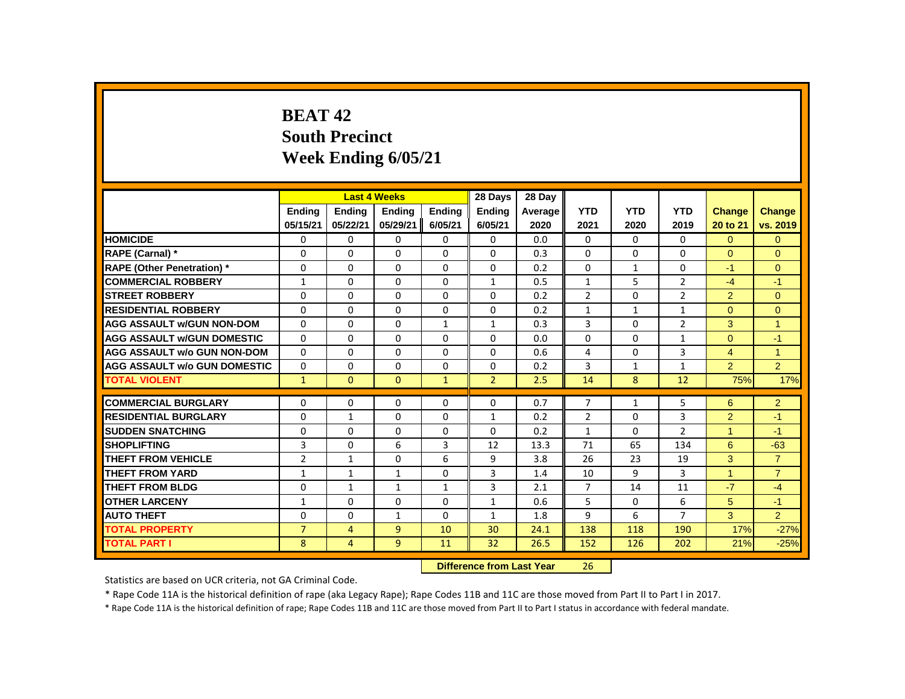# BEAT 42
## South Precinct
## Week Ending 6/05/21

| | Last 4 Weeks | | | | 28 Days | 28 Day | | | | | |
|---|---|---|---|---|---|---|---|---|---|---|---|
| | Ending 05/15/21 | Ending 05/22/21 | Ending 05/29/21 | Ending 6/05/21 | Ending 6/05/21 | Average 2020 | YTD 2021 | YTD 2020 | YTD 2019 | Change 20 to 21 | Change vs. 2019 |
| HOMICIDE | 0 | 0 | 0 | 0 | 0 | 0.0 | 0 | 0 | 0 | 0 | 0 |
| RAPE (Carnal) * | 0 | 0 | 0 | 0 | 0 | 0.3 | 0 | 0 | 0 | 0 | 0 |
| RAPE (Other Penetration) * | 0 | 0 | 0 | 0 | 0 | 0.2 | 0 | 1 | 0 | -1 | 0 |
| COMMERCIAL ROBBERY | 1 | 0 | 0 | 0 | 1 | 0.5 | 1 | 5 | 2 | -4 | -1 |
| STREET ROBBERY | 0 | 0 | 0 | 0 | 0 | 0.2 | 2 | 0 | 2 | 2 | 0 |
| RESIDENTIAL ROBBERY | 0 | 0 | 0 | 0 | 0 | 0.2 | 1 | 1 | 1 | 0 | 0 |
| AGG ASSAULT w/GUN NON-DOM | 0 | 0 | 0 | 1 | 1 | 0.3 | 3 | 0 | 2 | 3 | 1 |
| AGG ASSAULT w/GUN DOMESTIC | 0 | 0 | 0 | 0 | 0 | 0.0 | 0 | 0 | 1 | 0 | -1 |
| AGG ASSAULT w/o GUN NON-DOM | 0 | 0 | 0 | 0 | 0 | 0.6 | 4 | 0 | 3 | 4 | 1 |
| AGG ASSAULT w/o GUN DOMESTIC | 0 | 0 | 0 | 0 | 0 | 0.2 | 3 | 1 | 1 | 2 | 2 |
| TOTAL VIOLENT | 1 | 0 | 0 | 1 | 2 | 2.5 | 14 | 8 | 12 | 75% | 17% |
| COMMERCIAL BURGLARY | 0 | 0 | 0 | 0 | 0 | 0.7 | 7 | 1 | 5 | 6 | 2 |
| RESIDENTIAL BURGLARY | 0 | 1 | 0 | 0 | 1 | 0.2 | 2 | 0 | 3 | 2 | -1 |
| SUDDEN SNATCHING | 0 | 0 | 0 | 0 | 0 | 0.2 | 1 | 0 | 2 | 1 | -1 |
| SHOPLIFTING | 3 | 0 | 6 | 3 | 12 | 13.3 | 71 | 65 | 134 | 6 | -63 |
| THEFT FROM VEHICLE | 2 | 1 | 0 | 6 | 9 | 3.8 | 26 | 23 | 19 | 3 | 7 |
| THEFT FROM YARD | 1 | 1 | 1 | 0 | 3 | 1.4 | 10 | 9 | 3 | 1 | 7 |
| THEFT FROM BLDG | 0 | 1 | 1 | 1 | 3 | 2.1 | 7 | 14 | 11 | -7 | -4 |
| OTHER LARCENY | 1 | 0 | 0 | 0 | 1 | 0.6 | 5 | 0 | 6 | 5 | -1 |
| AUTO THEFT | 0 | 0 | 1 | 0 | 1 | 1.8 | 9 | 6 | 7 | 3 | 2 |
| TOTAL PROPERTY | 7 | 4 | 9 | 10 | 30 | 24.1 | 138 | 118 | 190 | 17% | -27% |
| TOTAL PART I | 8 | 4 | 9 | 11 | 32 | 26.5 | 152 | 126 | 202 | 21% | -25% |

**Difference from Last Year** 26

Statistics are based on UCR criteria, not GA Criminal Code.

* Rape Code 11A is the historical definition of rape (aka Legacy Rape); Rape Codes 11B and 11C are those moved from Part II to Part I in 2017.

* Rape Code 11A is the historical definition of rape; Rape Codes 11B and 11C are those moved from Part II to Part I status in accordance with federal mandate.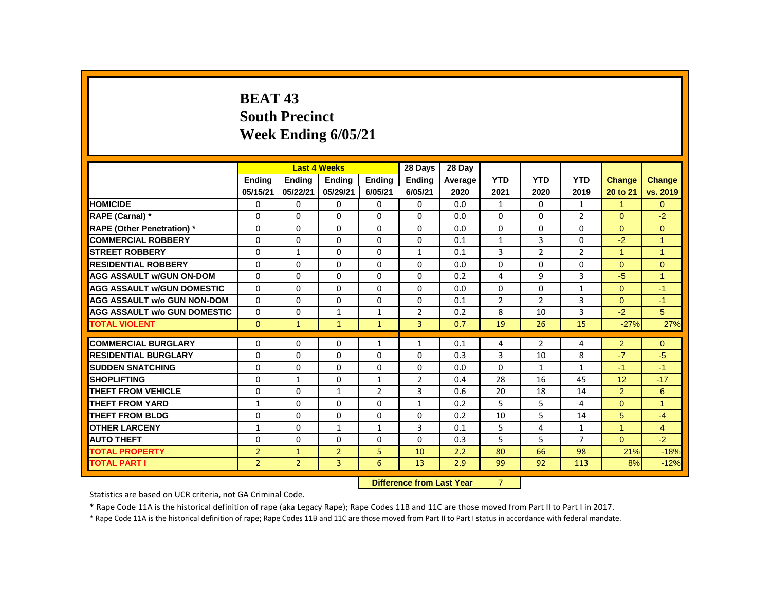# BEAT 43
## South Precinct
## Week Ending 6/05/21

| | Last 4 Weeks | | | | 28 Days | 28 Day | | | | | |
|---|---|---|---|---|---|---|---|---|---|---|---|
| | Ending 05/15/21 | Ending 05/22/21 | Ending 05/29/21 | Ending 6/05/21 | Ending 6/05/21 | Average 2020 | YTD 2021 | YTD 2020 | YTD 2019 | Change 20 to 21 | Change vs. 2019 |
| HOMICIDE | 0 | 0 | 0 | 0 | 0 | 0.0 | 1 | 0 | 1 | 1 | 0 |
| RAPE (Carnal) * | 0 | 0 | 0 | 0 | 0 | 0.0 | 0 | 0 | 2 | 0 | -2 |
| RAPE (Other Penetration) * | 0 | 0 | 0 | 0 | 0 | 0.0 | 0 | 0 | 0 | 0 | 0 |
| COMMERCIAL ROBBERY | 0 | 0 | 0 | 0 | 0 | 0.1 | 1 | 3 | 0 | -2 | 1 |
| STREET ROBBERY | 0 | 1 | 0 | 0 | 1 | 0.1 | 3 | 2 | 2 | 1 | 1 |
| RESIDENTIAL ROBBERY | 0 | 0 | 0 | 0 | 0 | 0.0 | 0 | 0 | 0 | 0 | 0 |
| AGG ASSAULT w/GUN ON-DOM | 0 | 0 | 0 | 0 | 0 | 0.2 | 4 | 9 | 3 | -5 | 1 |
| AGG ASSAULT w/GUN DOMESTIC | 0 | 0 | 0 | 0 | 0 | 0.0 | 0 | 0 | 1 | 0 | -1 |
| AGG ASSAULT w/o GUN NON-DOM | 0 | 0 | 0 | 0 | 0 | 0.1 | 2 | 2 | 3 | 0 | -1 |
| AGG ASSAULT w/o GUN DOMESTIC | 0 | 0 | 1 | 1 | 2 | 0.2 | 8 | 10 | 3 | -2 | 5 |
| TOTAL VIOLENT | 0 | 1 | 1 | 1 | 3 | 0.7 | 19 | 26 | 15 | -27% | 27% |
| COMMERCIAL BURGLARY | 0 | 0 | 0 | 1 | 1 | 0.1 | 4 | 2 | 4 | 2 | 0 |
| RESIDENTIAL BURGLARY | 0 | 0 | 0 | 0 | 0 | 0.3 | 3 | 10 | 8 | -7 | -5 |
| SUDDEN SNATCHING | 0 | 0 | 0 | 0 | 0 | 0.0 | 0 | 1 | 1 | -1 | -1 |
| SHOPLIFTING | 0 | 1 | 0 | 1 | 2 | 0.4 | 28 | 16 | 45 | 12 | -17 |
| THEFT FROM VEHICLE | 0 | 0 | 1 | 2 | 3 | 0.6 | 20 | 18 | 14 | 2 | 6 |
| THEFT FROM YARD | 1 | 0 | 0 | 0 | 1 | 0.2 | 5 | 5 | 4 | 0 | 1 |
| THEFT FROM BLDG | 0 | 0 | 0 | 0 | 0 | 0.2 | 10 | 5 | 14 | 5 | -4 |
| OTHER LARCENY | 1 | 0 | 1 | 1 | 3 | 0.1 | 5 | 4 | 1 | 1 | 4 |
| AUTO THEFT | 0 | 0 | 0 | 0 | 0 | 0.3 | 5 | 5 | 7 | 0 | -2 |
| TOTAL PROPERTY | 2 | 1 | 2 | 5 | 10 | 2.2 | 80 | 66 | 98 | 21% | -18% |
| TOTAL PART I | 2 | 2 | 3 | 6 | 13 | 2.9 | 99 | 92 | 113 | 8% | -12% |

**Difference from Last Year** 7

Statistics are based on UCR criteria, not GA Criminal Code.

* Rape Code 11A is the historical definition of rape (aka Legacy Rape); Rape Codes 11B and 11C are those moved from Part II to Part I in 2017.

* Rape Code 11A is the historical definition of rape; Rape Codes 11B and 11C are those moved from Part II to Part I status in accordance with federal mandate.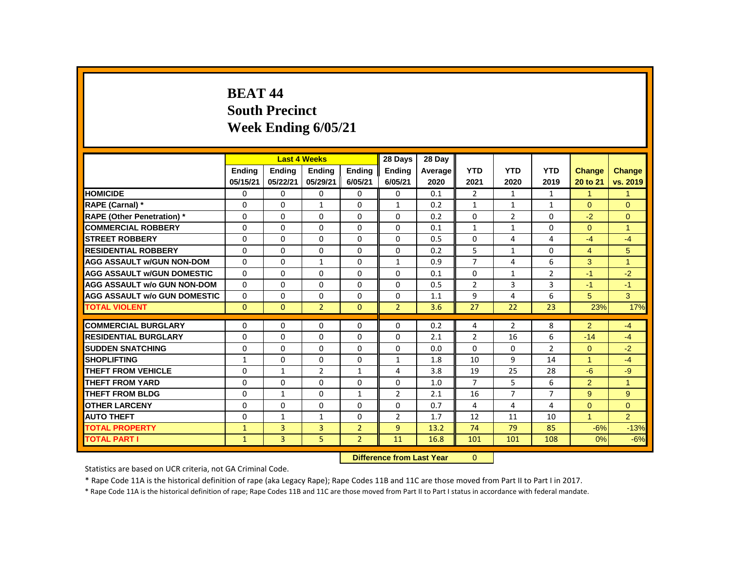# BEAT 44
## South Precinct
## Week Ending 6/05/21

| | Last 4 Weeks | | | | 28 Days | 28 Day | | | | | |
|---|---|---|---|---|---|---|---|---|---|---|---|
| | Ending 05/15/21 | Ending 05/22/21 | Ending 05/29/21 | Ending 6/05/21 | Ending 6/05/21 | Average 2020 | YTD 2021 | YTD 2020 | YTD 2019 | Change 20 to 21 | Change vs. 2019 |
| HOMICIDE | 0 | 0 | 0 | 0 | 0 | 0.1 | 2 | 1 | 1 | 1 | 1 |
| RAPE (Carnal) * | 0 | 0 | 1 | 0 | 1 | 0.2 | 1 | 1 | 1 | 0 | 0 |
| RAPE (Other Penetration) * | 0 | 0 | 0 | 0 | 0 | 0.2 | 0 | 2 | 0 | -2 | 0 |
| COMMERCIAL ROBBERY | 0 | 0 | 0 | 0 | 0 | 0.1 | 1 | 1 | 0 | 0 | 1 |
| STREET ROBBERY | 0 | 0 | 0 | 0 | 0 | 0.5 | 0 | 4 | 4 | -4 | -4 |
| RESIDENTIAL ROBBERY | 0 | 0 | 0 | 0 | 0 | 0.2 | 5 | 1 | 0 | 4 | 5 |
| AGG ASSAULT w/GUN NON-DOM | 0 | 0 | 1 | 0 | 1 | 0.9 | 7 | 4 | 6 | 3 | 1 |
| AGG ASSAULT w/GUN DOMESTIC | 0 | 0 | 0 | 0 | 0 | 0.1 | 0 | 1 | 2 | -1 | -2 |
| AGG ASSAULT w/o GUN NON-DOM | 0 | 0 | 0 | 0 | 0 | 0.5 | 2 | 3 | 3 | -1 | -1 |
| AGG ASSAULT w/o GUN DOMESTIC | 0 | 0 | 0 | 0 | 0 | 1.1 | 9 | 4 | 6 | 5 | 3 |
| TOTAL VIOLENT | 0 | 0 | 2 | 0 | 2 | 3.6 | 27 | 22 | 23 | 23% | 17% |
| COMMERCIAL BURGLARY | 0 | 0 | 0 | 0 | 0 | 0.2 | 4 | 2 | 8 | 2 | -4 |
| RESIDENTIAL BURGLARY | 0 | 0 | 0 | 0 | 0 | 2.1 | 2 | 16 | 6 | -14 | -4 |
| SUDDEN SNATCHING | 0 | 0 | 0 | 0 | 0 | 0.0 | 0 | 0 | 2 | 0 | -2 |
| SHOPLIFTING | 1 | 0 | 0 | 0 | 1 | 1.8 | 10 | 9 | 14 | 1 | -4 |
| THEFT FROM VEHICLE | 0 | 1 | 2 | 1 | 4 | 3.8 | 19 | 25 | 28 | -6 | -9 |
| THEFT FROM YARD | 0 | 0 | 0 | 0 | 0 | 1.0 | 7 | 5 | 6 | 2 | 1 |
| THEFT FROM BLDG | 0 | 1 | 0 | 1 | 2 | 2.1 | 16 | 7 | 7 | 9 | 9 |
| OTHER LARCENY | 0 | 0 | 0 | 0 | 0 | 0.7 | 4 | 4 | 4 | 0 | 0 |
| AUTO THEFT | 0 | 1 | 1 | 0 | 2 | 1.7 | 12 | 11 | 10 | 1 | 2 |
| TOTAL PROPERTY | 1 | 3 | 3 | 2 | 9 | 13.2 | 74 | 79 | 85 | -6% | -13% |
| TOTAL PART I | 1 | 3 | 5 | 2 | 11 | 16.8 | 101 | 101 | 108 | 0% | -6% |

**Difference from Last Year** 0

Statistics are based on UCR criteria, not GA Criminal Code.

* Rape Code 11A is the historical definition of rape (aka Legacy Rape); Rape Codes 11B and 11C are those moved from Part II to Part I in 2017.

* Rape Code 11A is the historical definition of rape; Rape Codes 11B and 11C are those moved from Part II to Part I status in accordance with federal mandate.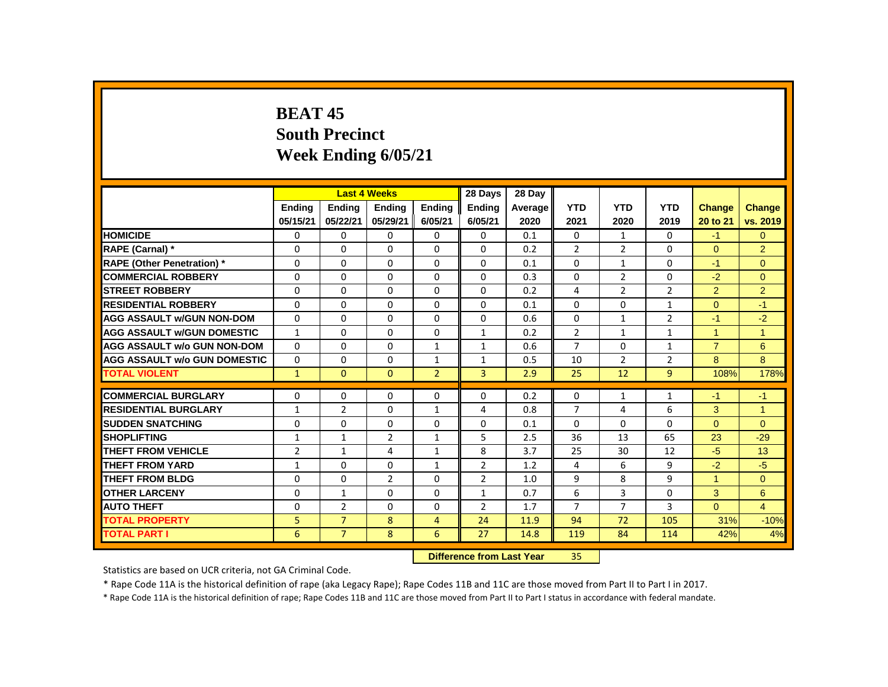# BEAT 45
# South Precinct
# Week Ending 6/05/21

| | Last 4 Weeks | | | | 28 Days | 28 Day | | | | | |
|---|---|---|---|---|---|---|---|---|---|---|---|
| | Ending 05/15/21 | Ending 05/22/21 | Ending 05/29/21 | Ending 6/05/21 | Ending 6/05/21 | Average 2020 | YTD 2021 | YTD 2020 | YTD 2019 | Change 20 to 21 | Change vs. 2019 |
| HOMICIDE | 0 | 0 | 0 | 0 | 0 | 0.1 | 0 | 1 | 0 | -1 | 0 |
| RAPE (Carnal) * | 0 | 0 | 0 | 0 | 0 | 0.2 | 2 | 2 | 0 | 0 | 2 |
| RAPE (Other Penetration) * | 0 | 0 | 0 | 0 | 0 | 0.1 | 0 | 1 | 0 | -1 | 0 |
| COMMERCIAL ROBBERY | 0 | 0 | 0 | 0 | 0 | 0.3 | 0 | 2 | 0 | -2 | 0 |
| STREET ROBBERY | 0 | 0 | 0 | 0 | 0 | 0.2 | 4 | 2 | 2 | 2 | 2 |
| RESIDENTIAL ROBBERY | 0 | 0 | 0 | 0 | 0 | 0.1 | 0 | 0 | 1 | 0 | -1 |
| AGG ASSAULT w/GUN NON-DOM | 0 | 0 | 0 | 0 | 0 | 0.6 | 0 | 1 | 2 | -1 | -2 |
| AGG ASSAULT w/GUN DOMESTIC | 1 | 0 | 0 | 0 | 1 | 0.2 | 2 | 1 | 1 | 1 | 1 |
| AGG ASSAULT w/o GUN NON-DOM | 0 | 0 | 0 | 1 | 1 | 0.6 | 7 | 0 | 1 | 7 | 6 |
| AGG ASSAULT w/o GUN DOMESTIC | 0 | 0 | 0 | 1 | 1 | 0.5 | 10 | 2 | 2 | 8 | 8 |
| TOTAL VIOLENT | 1 | 0 | 0 | 2 | 3 | 2.9 | 25 | 12 | 9 | 108% | 178% |
| COMMERCIAL BURGLARY | 0 | 0 | 0 | 0 | 0 | 0.2 | 0 | 1 | 1 | -1 | -1 |
| RESIDENTIAL BURGLARY | 1 | 2 | 0 | 1 | 4 | 0.8 | 7 | 4 | 6 | 3 | 1 |
| SUDDEN SNATCHING | 0 | 0 | 0 | 0 | 0 | 0.1 | 0 | 0 | 0 | 0 | 0 |
| SHOPLIFTING | 1 | 1 | 2 | 1 | 5 | 2.5 | 36 | 13 | 65 | 23 | -29 |
| THEFT FROM VEHICLE | 2 | 1 | 4 | 1 | 8 | 3.7 | 25 | 30 | 12 | -5 | 13 |
| THEFT FROM YARD | 1 | 0 | 0 | 1 | 2 | 1.2 | 4 | 6 | 9 | -2 | -5 |
| THEFT FROM BLDG | 0 | 0 | 2 | 0 | 2 | 1.0 | 9 | 8 | 9 | 1 | 0 |
| OTHER LARCENY | 0 | 1 | 0 | 0 | 1 | 0.7 | 6 | 3 | 0 | 3 | 6 |
| AUTO THEFT | 0 | 2 | 0 | 0 | 2 | 1.7 | 7 | 7 | 3 | 0 | 4 |
| TOTAL PROPERTY | 5 | 7 | 8 | 4 | 24 | 11.9 | 94 | 72 | 105 | 31% | -10% |
| TOTAL PART I | 6 | 7 | 8 | 6 | 27 | 14.8 | 119 | 84 | 114 | 42% | 4% |

**Difference from Last Year** 35

Statistics are based on UCR criteria, not GA Criminal Code.

* Rape Code 11A is the historical definition of rape (aka Legacy Rape); Rape Codes 11B and 11C are those moved from Part II to Part I in 2017.

* Rape Code 11A is the historical definition of rape; Rape Codes 11B and 11C are those moved from Part II to Part I status in accordance with federal mandate.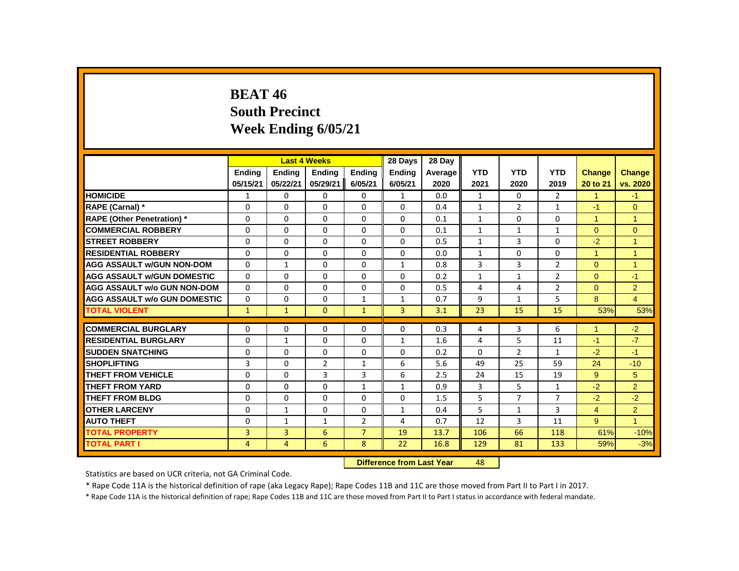# BEAT 46
## South Precinct
## Week Ending 6/05/21

| | Last 4 Weeks | | | | 28 Days | 28 Day | | | | | |
|---|---|---|---|---|---|---|---|---|---|---|---|
| | Ending 05/15/21 | Ending 05/22/21 | Ending 05/29/21 | Ending 6/05/21 | Ending 6/05/21 | Average 2020 | YTD 2021 | YTD 2020 | YTD 2019 | Change 20 to 21 | Change vs. 2020 |
| HOMICIDE | 1 | 0 | 0 | 0 | 1 | 0.0 | 1 | 0 | 2 | 1 | -1 |
| RAPE (Carnal) * | 0 | 0 | 0 | 0 | 0 | 0.4 | 1 | 2 | 1 | -1 | 0 |
| RAPE (Other Penetration) * | 0 | 0 | 0 | 0 | 0 | 0.1 | 1 | 0 | 0 | 1 | 1 |
| COMMERCIAL ROBBERY | 0 | 0 | 0 | 0 | 0 | 0.1 | 1 | 1 | 1 | 0 | 0 |
| STREET ROBBERY | 0 | 0 | 0 | 0 | 0 | 0.5 | 1 | 3 | 0 | -2 | 1 |
| RESIDENTIAL ROBBERY | 0 | 0 | 0 | 0 | 0 | 0.0 | 1 | 0 | 0 | 1 | 1 |
| AGG ASSAULT w/GUN NON-DOM | 0 | 1 | 0 | 0 | 1 | 0.8 | 3 | 3 | 2 | 0 | 1 |
| AGG ASSAULT w/GUN DOMESTIC | 0 | 0 | 0 | 0 | 0 | 0.2 | 1 | 1 | 2 | 0 | -1 |
| AGG ASSAULT w/o GUN NON-DOM | 0 | 0 | 0 | 0 | 0 | 0.5 | 4 | 4 | 2 | 0 | 2 |
| AGG ASSAULT w/o GUN DOMESTIC | 0 | 0 | 0 | 1 | 1 | 0.7 | 9 | 1 | 5 | 8 | 4 |
| TOTAL VIOLENT | 1 | 1 | 0 | 1 | 3 | 3.1 | 23 | 15 | 15 | 53% | 53% |
| COMMERCIAL BURGLARY | 0 | 0 | 0 | 0 | 0 | 0.3 | 4 | 3 | 6 | 1 | -2 |
| RESIDENTIAL BURGLARY | 0 | 1 | 0 | 0 | 1 | 1.6 | 4 | 5 | 11 | -1 | -7 |
| SUDDEN SNATCHING | 0 | 0 | 0 | 0 | 0 | 0.2 | 0 | 2 | 1 | -2 | -1 |
| SHOPLIFTING | 3 | 0 | 2 | 1 | 6 | 5.6 | 49 | 25 | 59 | 24 | -10 |
| THEFT FROM VEHICLE | 0 | 0 | 3 | 3 | 6 | 2.5 | 24 | 15 | 19 | 9 | 5 |
| THEFT FROM YARD | 0 | 0 | 0 | 1 | 1 | 0.9 | 3 | 5 | 1 | -2 | 2 |
| THEFT FROM BLDG | 0 | 0 | 0 | 0 | 0 | 1.5 | 5 | 7 | 7 | -2 | -2 |
| OTHER LARCENY | 0 | 1 | 0 | 0 | 1 | 0.4 | 5 | 1 | 3 | 4 | 2 |
| AUTO THEFT | 0 | 1 | 1 | 2 | 4 | 0.7 | 12 | 3 | 11 | 9 | 1 |
| TOTAL PROPERTY | 3 | 3 | 6 | 7 | 19 | 13.7 | 106 | 66 | 118 | 61% | -10% |
| TOTAL PART I | 4 | 4 | 6 | 8 | 22 | 16.8 | 129 | 81 | 133 | 59% | -3% |

**Difference from Last Year** 48

Statistics are based on UCR criteria, not GA Criminal Code.

* Rape Code 11A is the historical definition of rape (aka Legacy Rape); Rape Codes 11B and 11C are those moved from Part II to Part I in 2017.

* Rape Code 11A is the historical definition of rape; Rape Codes 11B and 11C are those moved from Part II to Part I status in accordance with federal mandate.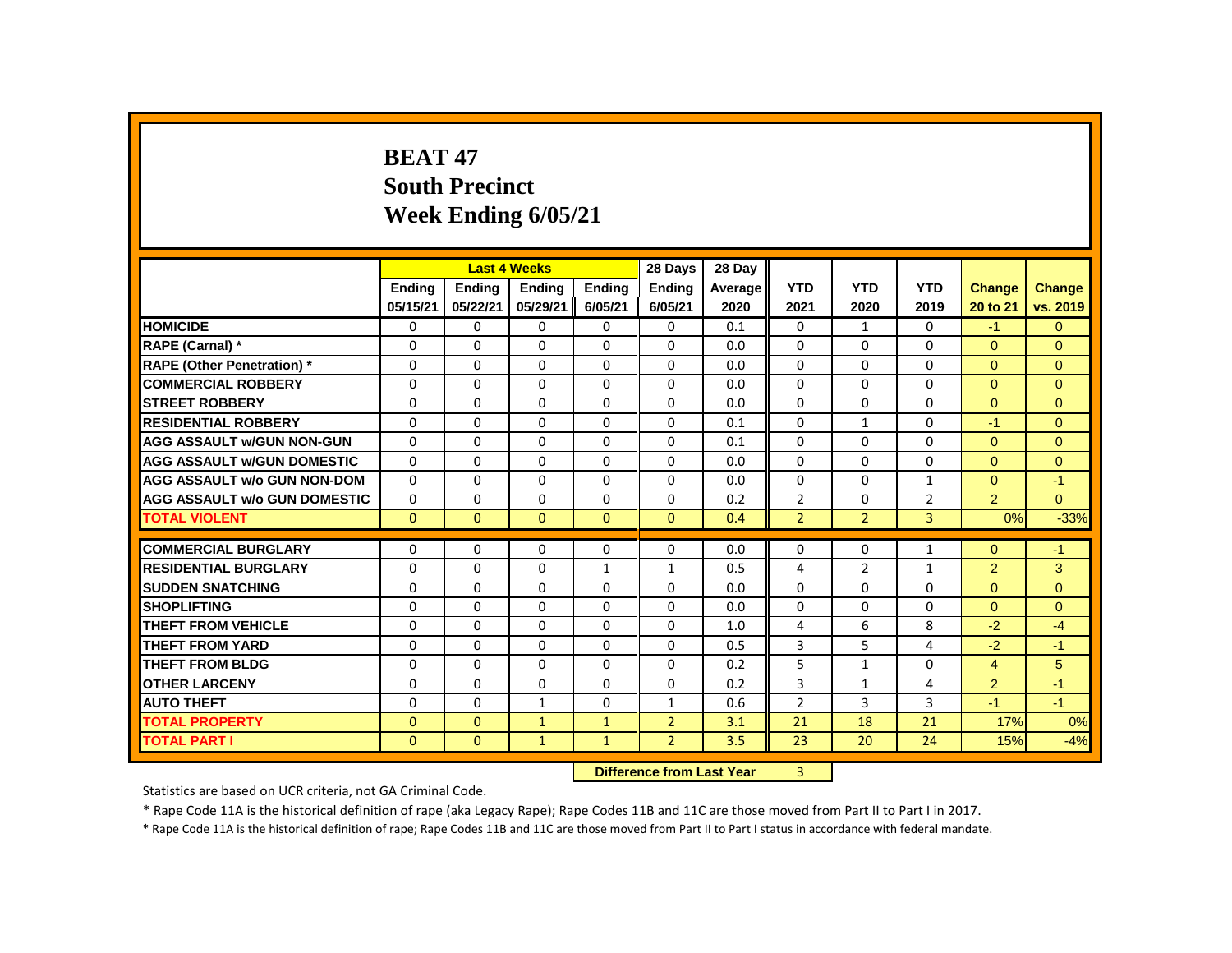# BEAT 47
## South Precinct
## Week Ending 6/05/21

| | Last 4 Weeks | | | | 28 Days | 28 Day | | | | | |
|---|---|---|---|---|---|---|---|---|---|---|---|
| | Ending 05/15/21 | Ending 05/22/21 | Ending 05/29/21 | Ending 6/05/21 | Ending 6/05/21 | Average 2020 | YTD 2021 | YTD 2020 | YTD 2019 | Change 20 to 21 | Change vs. 2019 |
| HOMICIDE | 0 | 0 | 0 | 0 | 0 | 0.1 | 0 | 1 | 0 | -1 | 0 |
| RAPE (Carnal) * | 0 | 0 | 0 | 0 | 0 | 0.0 | 0 | 0 | 0 | 0 | 0 |
| RAPE (Other Penetration) * | 0 | 0 | 0 | 0 | 0 | 0.0 | 0 | 0 | 0 | 0 | 0 |
| COMMERCIAL ROBBERY | 0 | 0 | 0 | 0 | 0 | 0.0 | 0 | 0 | 0 | 0 | 0 |
| STREET ROBBERY | 0 | 0 | 0 | 0 | 0 | 0.0 | 0 | 0 | 0 | 0 | 0 |
| RESIDENTIAL ROBBERY | 0 | 0 | 0 | 0 | 0 | 0.1 | 0 | 1 | 0 | -1 | 0 |
| AGG ASSAULT w/GUN NON-GUN | 0 | 0 | 0 | 0 | 0 | 0.1 | 0 | 0 | 0 | 0 | 0 |
| AGG ASSAULT w/GUN DOMESTIC | 0 | 0 | 0 | 0 | 0 | 0.0 | 0 | 0 | 0 | 0 | 0 |
| AGG ASSAULT w/o GUN NON-DOM | 0 | 0 | 0 | 0 | 0 | 0.0 | 0 | 0 | 1 | 0 | -1 |
| AGG ASSAULT w/o GUN DOMESTIC | 0 | 0 | 0 | 0 | 0 | 0.2 | 2 | 0 | 2 | 2 | 0 |
| TOTAL VIOLENT | 0 | 0 | 0 | 0 | 0 | 0.4 | 2 | 2 | 3 | 0% | -33% |
| COMMERCIAL BURGLARY | 0 | 0 | 0 | 0 | 0 | 0.0 | 0 | 0 | 1 | 0 | -1 |
| RESIDENTIAL BURGLARY | 0 | 0 | 0 | 1 | 1 | 0.5 | 4 | 2 | 1 | 2 | 3 |
| SUDDEN SNATCHING | 0 | 0 | 0 | 0 | 0 | 0.0 | 0 | 0 | 0 | 0 | 0 |
| SHOPLIFTING | 0 | 0 | 0 | 0 | 0 | 0.0 | 0 | 0 | 0 | 0 | 0 |
| THEFT FROM VEHICLE | 0 | 0 | 0 | 0 | 0 | 1.0 | 4 | 6 | 8 | -2 | -4 |
| THEFT FROM YARD | 0 | 0 | 0 | 0 | 0 | 0.5 | 3 | 5 | 4 | -2 | -1 |
| THEFT FROM BLDG | 0 | 0 | 0 | 0 | 0 | 0.2 | 5 | 1 | 0 | 4 | 5 |
| OTHER LARCENY | 0 | 0 | 0 | 0 | 0 | 0.2 | 3 | 1 | 4 | 2 | -1 |
| AUTO THEFT | 0 | 0 | 1 | 0 | 1 | 0.6 | 2 | 3 | 3 | -1 | -1 |
| TOTAL PROPERTY | 0 | 0 | 1 | 1 | 2 | 3.1 | 21 | 18 | 21 | 17% | 0% |
| TOTAL PART I | 0 | 0 | 1 | 1 | 2 | 3.5 | 23 | 20 | 24 | 15% | -4% |

**Difference from Last Year** 3

Statistics are based on UCR criteria, not GA Criminal Code.

* Rape Code 11A is the historical definition of rape (aka Legacy Rape); Rape Codes 11B and 11C are those moved from Part II to Part I in 2017.

* Rape Code 11A is the historical definition of rape; Rape Codes 11B and 11C are those moved from Part II to Part I status in accordance with federal mandate.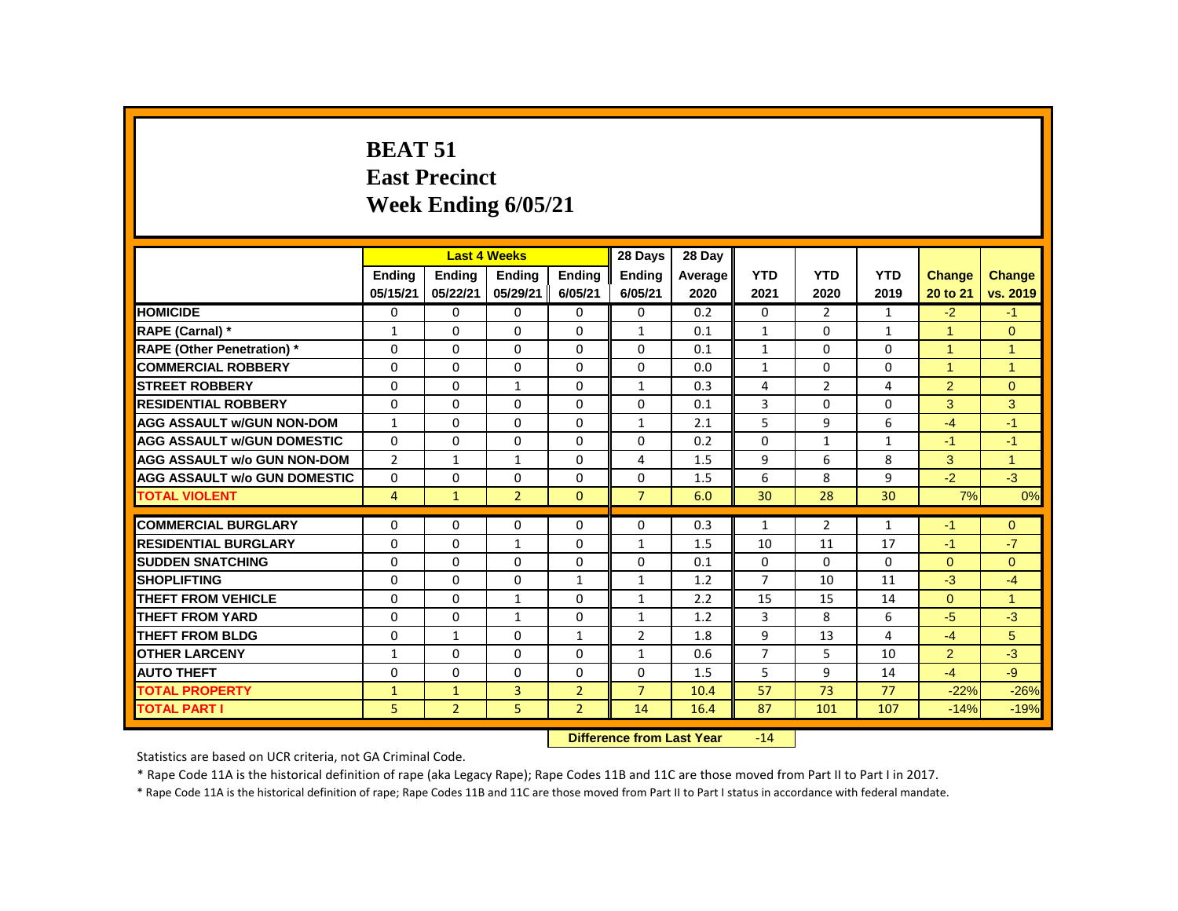# BEAT 51
## East Precinct
## Week Ending 6/05/21

| | Last 4 Weeks | | | | 28 Days | 28 Day | | | | | |
|---|---|---|---|---|---|---|---|---|---|---|---|
| | Ending 05/15/21 | Ending 05/22/21 | Ending 05/29/21 | Ending 6/05/21 | Ending 6/05/21 | Average 2020 | YTD 2021 | YTD 2020 | YTD 2019 | Change 20 to 21 | Change vs. 2019 |
| HOMICIDE | 0 | 0 | 0 | 0 | 0 | 0.2 | 0 | 2 | 1 | -2 | -1 |
| RAPE (Carnal) * | 1 | 0 | 0 | 0 | 1 | 0.1 | 1 | 0 | 1 | 1 | 0 |
| RAPE (Other Penetration) * | 0 | 0 | 0 | 0 | 0 | 0.1 | 1 | 0 | 0 | 1 | 1 |
| COMMERCIAL ROBBERY | 0 | 0 | 0 | 0 | 0 | 0.0 | 1 | 0 | 0 | 1 | 1 |
| STREET ROBBERY | 0 | 0 | 1 | 0 | 1 | 0.3 | 4 | 2 | 4 | 2 | 0 |
| RESIDENTIAL ROBBERY | 0 | 0 | 0 | 0 | 0 | 0.1 | 3 | 0 | 0 | 3 | 3 |
| AGG ASSAULT w/GUN NON-DOM | 1 | 0 | 0 | 0 | 1 | 2.1 | 5 | 9 | 6 | -4 | -1 |
| AGG ASSAULT w/GUN DOMESTIC | 0 | 0 | 0 | 0 | 0 | 0.2 | 0 | 1 | 1 | -1 | -1 |
| AGG ASSAULT w/o GUN NON-DOM | 2 | 1 | 1 | 0 | 4 | 1.5 | 9 | 6 | 8 | 3 | 1 |
| AGG ASSAULT w/o GUN DOMESTIC | 0 | 0 | 0 | 0 | 0 | 1.5 | 6 | 8 | 9 | -2 | -3 |
| TOTAL VIOLENT | 4 | 1 | 2 | 0 | 7 | 6.0 | 30 | 28 | 30 | 7% | 0% |
| COMMERCIAL BURGLARY | 0 | 0 | 0 | 0 | 0 | 0.3 | 1 | 2 | 1 | -1 | 0 |
| RESIDENTIAL BURGLARY | 0 | 0 | 1 | 0 | 1 | 1.5 | 10 | 11 | 17 | -1 | -7 |
| SUDDEN SNATCHING | 0 | 0 | 0 | 0 | 0 | 0.1 | 0 | 0 | 0 | 0 | 0 |
| SHOPLIFTING | 0 | 0 | 0 | 1 | 1 | 1.2 | 7 | 10 | 11 | -3 | -4 |
| THEFT FROM VEHICLE | 0 | 0 | 1 | 0 | 1 | 2.2 | 15 | 15 | 14 | 0 | 1 |
| THEFT FROM YARD | 0 | 0 | 1 | 0 | 1 | 1.2 | 3 | 8 | 6 | -5 | -3 |
| THEFT FROM BLDG | 0 | 1 | 0 | 1 | 2 | 1.8 | 9 | 13 | 4 | -4 | 5 |
| OTHER LARCENY | 1 | 0 | 0 | 0 | 1 | 0.6 | 7 | 5 | 10 | 2 | -3 |
| AUTO THEFT | 0 | 0 | 0 | 0 | 0 | 1.5 | 5 | 9 | 14 | -4 | -9 |
| TOTAL PROPERTY | 1 | 1 | 3 | 2 | 7 | 10.4 | 57 | 73 | 77 | -22% | -26% |
| TOTAL PART I | 5 | 2 | 5 | 2 | 14 | 16.4 | 87 | 101 | 107 | -14% | -19% |

**Difference from Last Year** -14

Statistics are based on UCR criteria, not GA Criminal Code.

* Rape Code 11A is the historical definition of rape (aka Legacy Rape); Rape Codes 11B and 11C are those moved from Part II to Part I in 2017.

* Rape Code 11A is the historical definition of rape; Rape Codes 11B and 11C are those moved from Part II to Part I status in accordance with federal mandate.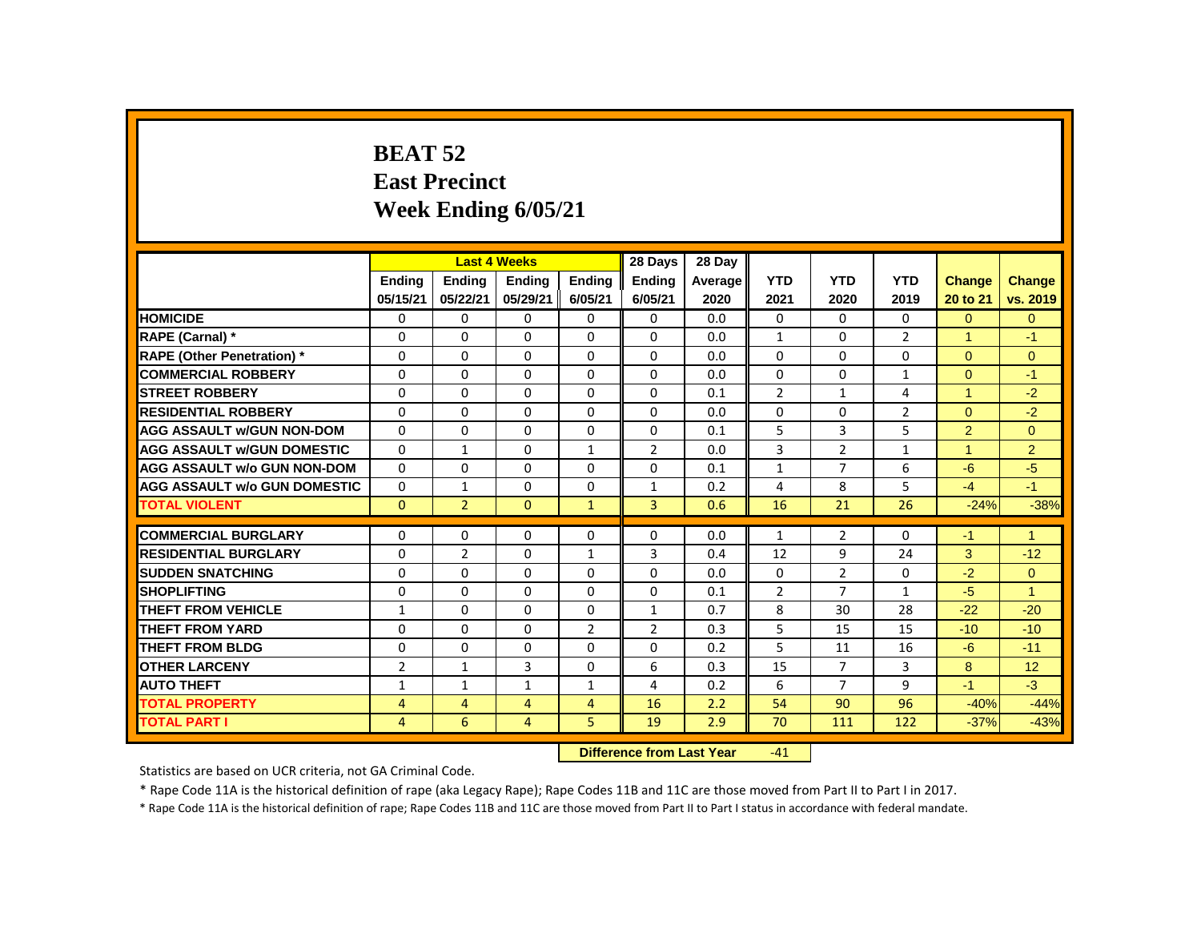# BEAT 52
## East Precinct
## Week Ending 6/05/21

| | Last 4 Weeks | | | | 28 Days | 28 Day | | | | | |
|---|---|---|---|---|---|---|---|---|---|---|---|
| | Ending 05/15/21 | Ending 05/22/21 | Ending 05/29/21 | Ending 6/05/21 | Ending 6/05/21 | Average 2020 | YTD 2021 | YTD 2020 | YTD 2019 | Change 20 to 21 | Change vs. 2019 |
| **HOMICIDE** | 0 | 0 | 0 | 0 | 0 | 0.0 | 0 | 0 | 0 | 0 | 0 |
| **RAPE (Carnal) *** | 0 | 0 | 0 | 0 | 0 | 0.0 | 1 | 0 | 2 | 1 | -1 |
| **RAPE (Other Penetration) *** | 0 | 0 | 0 | 0 | 0 | 0.0 | 0 | 0 | 0 | 0 | 0 |
| **COMMERCIAL ROBBERY** | 0 | 0 | 0 | 0 | 0 | 0.0 | 0 | 0 | 1 | 0 | -1 |
| **STREET ROBBERY** | 0 | 0 | 0 | 0 | 0 | 0.1 | 2 | 1 | 4 | 1 | -2 |
| **RESIDENTIAL ROBBERY** | 0 | 0 | 0 | 0 | 0 | 0.0 | 0 | 0 | 2 | 0 | -2 |
| **AGG ASSAULT w/GUN NON-DOM** | 0 | 0 | 0 | 0 | 0 | 0.1 | 5 | 3 | 5 | 2 | 0 |
| **AGG ASSAULT w/GUN DOMESTIC** | 0 | 1 | 0 | 1 | 2 | 0.0 | 3 | 2 | 1 | 1 | 2 |
| **AGG ASSAULT w/o GUN NON-DOM** | 0 | 0 | 0 | 0 | 0 | 0.1 | 1 | 7 | 6 | -6 | -5 |
| **AGG ASSAULT w/o GUN DOMESTIC** | 0 | 1 | 0 | 0 | 1 | 0.2 | 4 | 8 | 5 | -4 | -1 |
| **TOTAL VIOLENT** | 0 | 2 | 0 | 1 | 3 | 0.6 | 16 | 21 | 26 | -24% | -38% |
| **COMMERCIAL BURGLARY** | 0 | 0 | 0 | 0 | 0 | 0.0 | 1 | 2 | 0 | -1 | 1 |
| **RESIDENTIAL BURGLARY** | 0 | 2 | 0 | 1 | 3 | 0.4 | 12 | 9 | 24 | 3 | -12 |
| **SUDDEN SNATCHING** | 0 | 0 | 0 | 0 | 0 | 0.0 | 0 | 2 | 0 | -2 | 0 |
| **SHOPLIFTING** | 0 | 0 | 0 | 0 | 0 | 0.1 | 2 | 7 | 1 | -5 | 1 |
| **THEFT FROM VEHICLE** | 1 | 0 | 0 | 0 | 1 | 0.7 | 8 | 30 | 28 | -22 | -20 |
| **THEFT FROM YARD** | 0 | 0 | 0 | 2 | 2 | 0.3 | 5 | 15 | 15 | -10 | -10 |
| **THEFT FROM BLDG** | 0 | 0 | 0 | 0 | 0 | 0.2 | 5 | 11 | 16 | -6 | -11 |
| **OTHER LARCENY** | 2 | 1 | 3 | 0 | 6 | 0.3 | 15 | 7 | 3 | 8 | 12 |
| **AUTO THEFT** | 1 | 1 | 1 | 1 | 4 | 0.2 | 6 | 7 | 9 | -1 | -3 |
| **TOTAL PROPERTY** | 4 | 4 | 4 | 4 | 16 | 2.2 | 54 | 90 | 96 | -40% | -44% |
| **TOTAL PART I** | 4 | 6 | 4 | 5 | 19 | 2.9 | 70 | 111 | 122 | -37% | -43% |

**Difference from Last Year** -41

Statistics are based on UCR criteria, not GA Criminal Code.

* Rape Code 11A is the historical definition of rape (aka Legacy Rape); Rape Codes 11B and 11C are those moved from Part II to Part I in 2017.

* Rape Code 11A is the historical definition of rape; Rape Codes 11B and 11C are those moved from Part II to Part I status in accordance with federal mandate.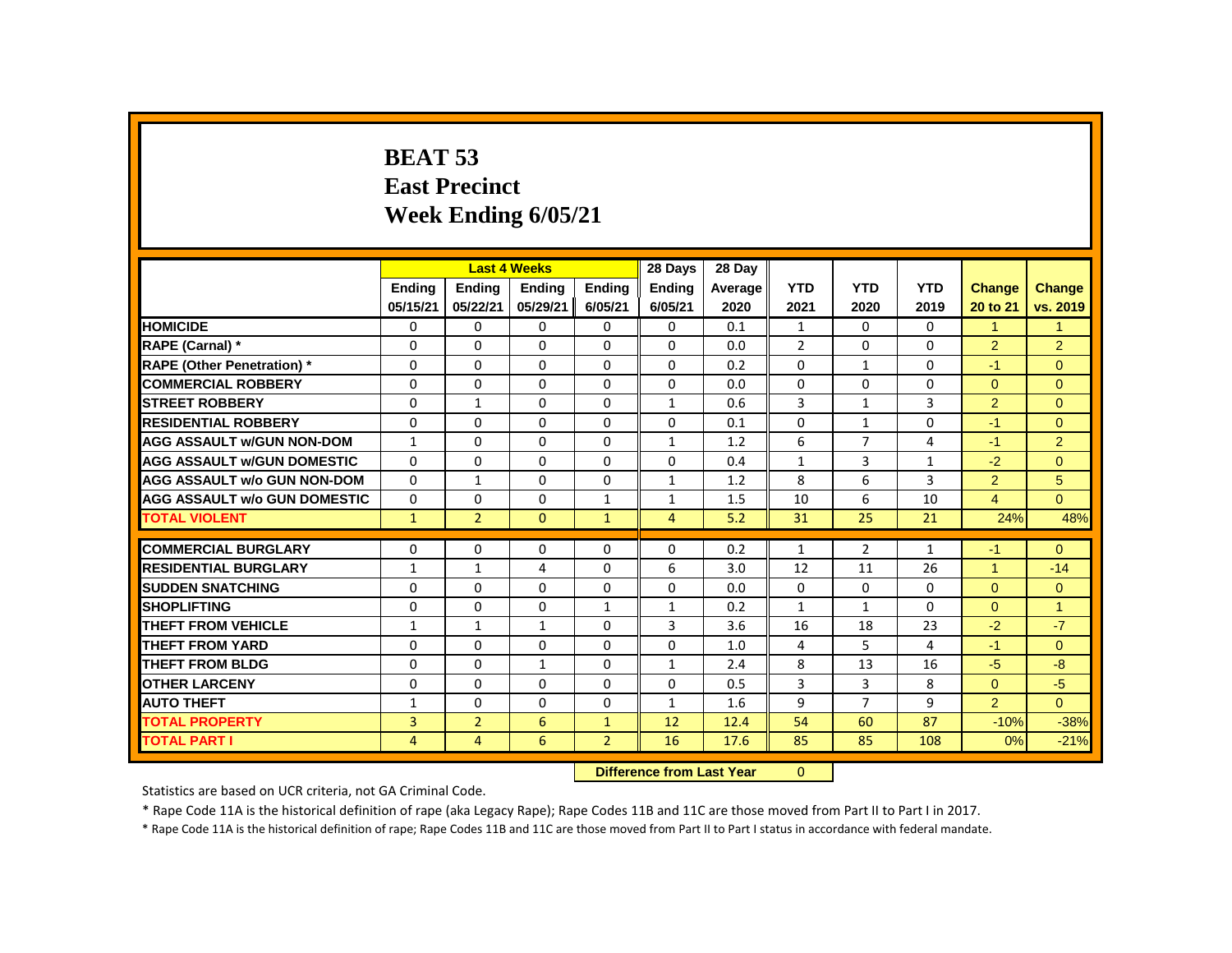# BEAT 53
# East Precinct
# Week Ending 6/05/21

| | Last 4 Weeks | | | | 28 Days | 28 Day | | | | | |
|---|---|---|---|---|---|---|---|---|---|---|---|
| | Ending 05/15/21 | Ending 05/22/21 | Ending 05/29/21 | Ending 6/05/21 | Ending 6/05/21 | Average 2020 | YTD 2021 | YTD 2020 | YTD 2019 | Change 20 to 21 | Change vs. 2019 |
| HOMICIDE | 0 | 0 | 0 | 0 | 0 | 0.1 | 1 | 0 | 0 | 1 | 1 |
| RAPE (Carnal) * | 0 | 0 | 0 | 0 | 0 | 0.0 | 2 | 0 | 0 | 2 | 2 |
| RAPE (Other Penetration) * | 0 | 0 | 0 | 0 | 0 | 0.2 | 0 | 1 | 0 | -1 | 0 |
| COMMERCIAL ROBBERY | 0 | 0 | 0 | 0 | 0 | 0.0 | 0 | 0 | 0 | 0 | 0 |
| STREET ROBBERY | 0 | 1 | 0 | 0 | 1 | 0.6 | 3 | 1 | 3 | 2 | 0 |
| RESIDENTIAL ROBBERY | 0 | 0 | 0 | 0 | 0 | 0.1 | 0 | 1 | 0 | -1 | 0 |
| AGG ASSAULT w/GUN NON-DOM | 1 | 0 | 0 | 0 | 1 | 1.2 | 6 | 7 | 4 | -1 | 2 |
| AGG ASSAULT w/GUN DOMESTIC | 0 | 0 | 0 | 0 | 0 | 0.4 | 1 | 3 | 1 | -2 | 0 |
| AGG ASSAULT w/o GUN NON-DOM | 0 | 1 | 0 | 0 | 1 | 1.2 | 8 | 6 | 3 | 2 | 5 |
| AGG ASSAULT w/o GUN DOMESTIC | 0 | 0 | 0 | 1 | 1 | 1.5 | 10 | 6 | 10 | 4 | 0 |
| TOTAL VIOLENT | 1 | 2 | 0 | 1 | 4 | 5.2 | 31 | 25 | 21 | 24% | 48% |
| COMMERCIAL BURGLARY | 0 | 0 | 0 | 0 | 0 | 0.2 | 1 | 2 | 1 | -1 | 0 |
| RESIDENTIAL BURGLARY | 1 | 1 | 4 | 0 | 6 | 3.0 | 12 | 11 | 26 | 1 | -14 |
| SUDDEN SNATCHING | 0 | 0 | 0 | 0 | 0 | 0.0 | 0 | 0 | 0 | 0 | 0 |
| SHOPLIFTING | 0 | 0 | 0 | 1 | 1 | 0.2 | 1 | 1 | 0 | 0 | 1 |
| THEFT FROM VEHICLE | 1 | 1 | 1 | 0 | 3 | 3.6 | 16 | 18 | 23 | -2 | -7 |
| THEFT FROM YARD | 0 | 0 | 0 | 0 | 0 | 1.0 | 4 | 5 | 4 | -1 | 0 |
| THEFT FROM BLDG | 0 | 0 | 1 | 0 | 1 | 2.4 | 8 | 13 | 16 | -5 | -8 |
| OTHER LARCENY | 0 | 0 | 0 | 0 | 0 | 0.5 | 3 | 3 | 8 | 0 | -5 |
| AUTO THEFT | 1 | 0 | 0 | 0 | 1 | 1.6 | 9 | 7 | 9 | 2 | 0 |
| TOTAL PROPERTY | 3 | 2 | 6 | 1 | 12 | 12.4 | 54 | 60 | 87 | -10% | -38% |
| TOTAL PART I | 4 | 4 | 6 | 2 | 16 | 17.6 | 85 | 85 | 108 | 0% | -21% |

**Difference from Last Year** 0

Statistics are based on UCR criteria, not GA Criminal Code.

* Rape Code 11A is the historical definition of rape (aka Legacy Rape); Rape Codes 11B and 11C are those moved from Part II to Part I in 2017.

* Rape Code 11A is the historical definition of rape; Rape Codes 11B and 11C are those moved from Part II to Part I status in accordance with federal mandate.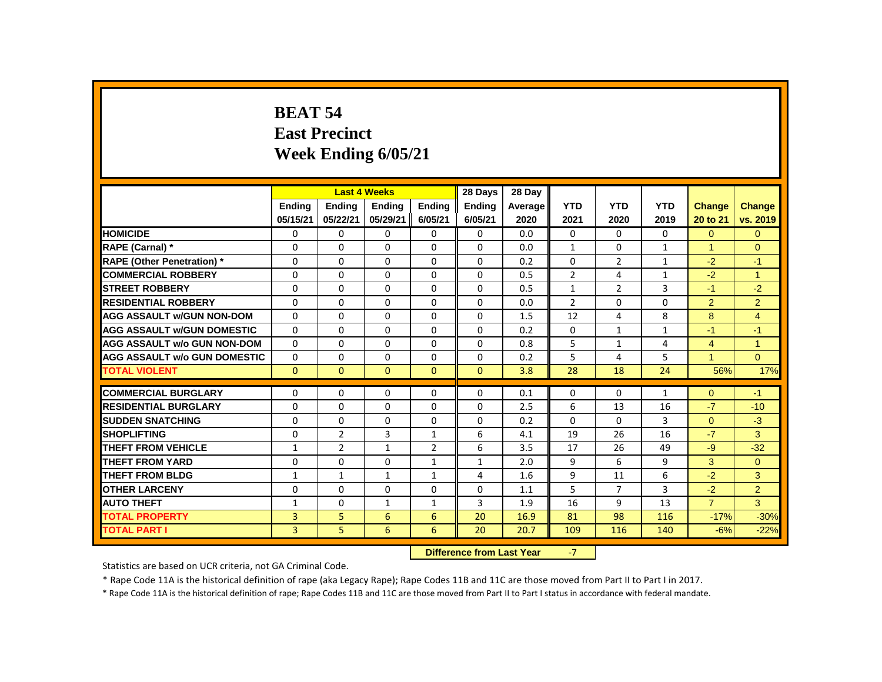# BEAT 54
## East Precinct
## Week Ending 6/05/21

| | Last 4 Weeks | | | | 28 Days | 28 Day | | | | | |
|---|---|---|---|---|---|---|---|---|---|---|---|
| | Ending 05/15/21 | Ending 05/22/21 | Ending 05/29/21 | Ending 6/05/21 | Ending 6/05/21 | Average 2020 | YTD 2021 | YTD 2020 | YTD 2019 | Change 20 to 21 | Change vs. 2019 |
| **HOMICIDE** | 0 | 0 | 0 | 0 | 0 | 0.0 | 0 | 0 | 0 | 0 | 0 |
| **RAPE (Carnal) *** | 0 | 0 | 0 | 0 | 0 | 0.0 | 1 | 0 | 1 | 1 | 0 |
| **RAPE (Other Penetration) *** | 0 | 0 | 0 | 0 | 0 | 0.2 | 0 | 2 | 1 | -2 | -1 |
| **COMMERCIAL ROBBERY** | 0 | 0 | 0 | 0 | 0 | 0.5 | 2 | 4 | 1 | -2 | 1 |
| **STREET ROBBERY** | 0 | 0 | 0 | 0 | 0 | 0.5 | 1 | 2 | 3 | -1 | -2 |
| **RESIDENTIAL ROBBERY** | 0 | 0 | 0 | 0 | 0 | 0.0 | 2 | 0 | 0 | 2 | 2 |
| **AGG ASSAULT w/GUN NON-DOM** | 0 | 0 | 0 | 0 | 0 | 1.5 | 12 | 4 | 8 | 8 | 4 |
| **AGG ASSAULT w/GUN DOMESTIC** | 0 | 0 | 0 | 0 | 0 | 0.2 | 0 | 1 | 1 | -1 | -1 |
| **AGG ASSAULT w/o GUN NON-DOM** | 0 | 0 | 0 | 0 | 0 | 0.8 | 5 | 1 | 4 | 4 | 1 |
| **AGG ASSAULT w/o GUN DOMESTIC** | 0 | 0 | 0 | 0 | 0 | 0.2 | 5 | 4 | 5 | 1 | 0 |
| **TOTAL VIOLENT** | 0 | 0 | 0 | 0 | 0 | 3.8 | 28 | 18 | 24 | 56% | 17% |
| **COMMERCIAL BURGLARY** | 0 | 0 | 0 | 0 | 0 | 0.1 | 0 | 0 | 1 | 0 | -1 |
| **RESIDENTIAL BURGLARY** | 0 | 0 | 0 | 0 | 0 | 2.5 | 6 | 13 | 16 | -7 | -10 |
| **SUDDEN SNATCHING** | 0 | 0 | 0 | 0 | 0 | 0.2 | 0 | 0 | 3 | 0 | -3 |
| **SHOPLIFTING** | 0 | 2 | 3 | 1 | 6 | 4.1 | 19 | 26 | 16 | -7 | 3 |
| **THEFT FROM VEHICLE** | 1 | 2 | 1 | 2 | 6 | 3.5 | 17 | 26 | 49 | -9 | -32 |
| **THEFT FROM YARD** | 0 | 0 | 0 | 1 | 1 | 2.0 | 9 | 6 | 9 | 3 | 0 |
| **THEFT FROM BLDG** | 1 | 1 | 1 | 1 | 4 | 1.6 | 9 | 11 | 6 | -2 | 3 |
| **OTHER LARCENY** | 0 | 0 | 0 | 0 | 0 | 1.1 | 5 | 7 | 3 | -2 | 2 |
| **AUTO THEFT** | 1 | 0 | 1 | 1 | 3 | 1.9 | 16 | 9 | 13 | 7 | 3 |
| **TOTAL PROPERTY** | 3 | 5 | 6 | 6 | 20 | 16.9 | 81 | 98 | 116 | -17% | -30% |
| **TOTAL PART I** | 3 | 5 | 6 | 6 | 20 | 20.7 | 109 | 116 | 140 | -6% | -22% |

**Difference from Last Year** -7

Statistics are based on UCR criteria, not GA Criminal Code.

* Rape Code 11A is the historical definition of rape (aka Legacy Rape); Rape Codes 11B and 11C are those moved from Part II to Part I in 2017.

* Rape Code 11A is the historical definition of rape; Rape Codes 11B and 11C are those moved from Part II to Part I status in accordance with federal mandate.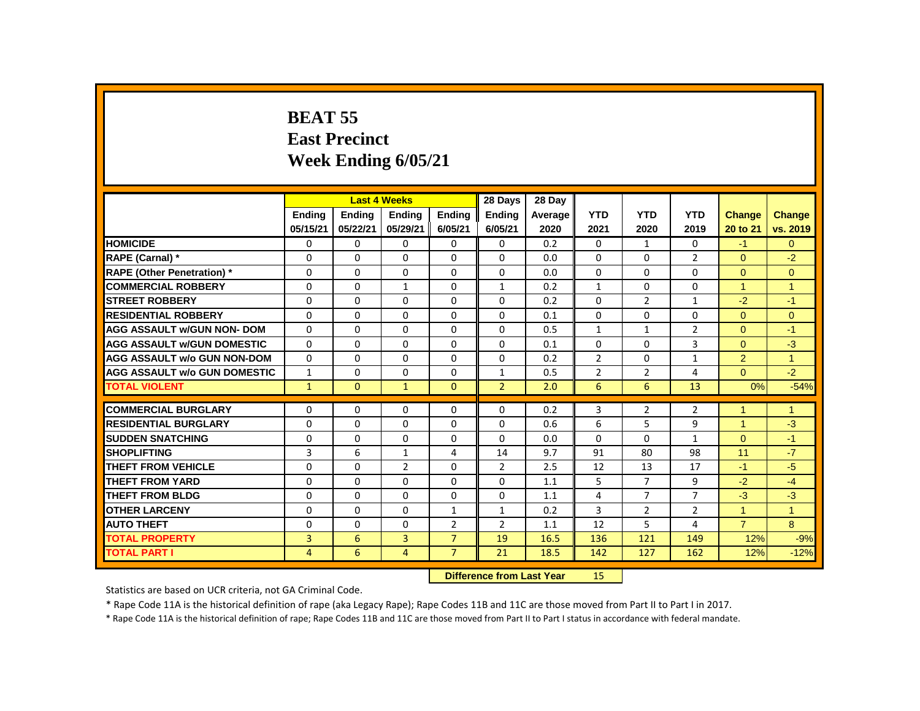# BEAT 55
## East Precinct
## Week Ending 6/05/21

| | Last 4 Weeks | | | | 28 Days | 28 Day | | | | | |
|---|---|---|---|---|---|---|---|---|---|---|---|
| | Ending 05/15/21 | Ending 05/22/21 | Ending 05/29/21 | Ending 6/05/21 | Ending 6/05/21 | Average 2020 | YTD 2021 | YTD 2020 | YTD 2019 | Change 20 to 21 | Change vs. 2019 |
| HOMICIDE | 0 | 0 | 0 | 0 | 0 | 0.2 | 0 | 1 | 0 | -1 | 0 |
| RAPE (Carnal) * | 0 | 0 | 0 | 0 | 0 | 0.0 | 0 | 0 | 2 | 0 | -2 |
| RAPE (Other Penetration) * | 0 | 0 | 0 | 0 | 0 | 0.0 | 0 | 0 | 0 | 0 | 0 |
| COMMERCIAL ROBBERY | 0 | 0 | 1 | 0 | 1 | 0.2 | 1 | 0 | 0 | 1 | 1 |
| STREET ROBBERY | 0 | 0 | 0 | 0 | 0 | 0.2 | 0 | 2 | 1 | -2 | -1 |
| RESIDENTIAL ROBBERY | 0 | 0 | 0 | 0 | 0 | 0.1 | 0 | 0 | 0 | 0 | 0 |
| AGG ASSAULT w/GUN NON- DOM | 0 | 0 | 0 | 0 | 0 | 0.5 | 1 | 1 | 2 | 0 | -1 |
| AGG ASSAULT w/GUN DOMESTIC | 0 | 0 | 0 | 0 | 0 | 0.1 | 0 | 0 | 3 | 0 | -3 |
| AGG ASSAULT w/o GUN NON-DOM | 0 | 0 | 0 | 0 | 0 | 0.2 | 2 | 0 | 1 | 2 | 1 |
| AGG ASSAULT w/o GUN DOMESTIC | 1 | 0 | 0 | 0 | 1 | 0.5 | 2 | 2 | 4 | 0 | -2 |
| TOTAL VIOLENT | 1 | 0 | 1 | 0 | 2 | 2.0 | 6 | 6 | 13 | 0% | -54% |
| COMMERCIAL BURGLARY | 0 | 0 | 0 | 0 | 0 | 0.2 | 3 | 2 | 2 | 1 | 1 |
| RESIDENTIAL BURGLARY | 0 | 0 | 0 | 0 | 0 | 0.6 | 6 | 5 | 9 | 1 | -3 |
| SUDDEN SNATCHING | 0 | 0 | 0 | 0 | 0 | 0.0 | 0 | 0 | 1 | 0 | -1 |
| SHOPLIFTING | 3 | 6 | 1 | 4 | 14 | 9.7 | 91 | 80 | 98 | 11 | -7 |
| THEFT FROM VEHICLE | 0 | 0 | 2 | 0 | 2 | 2.5 | 12 | 13 | 17 | -1 | -5 |
| THEFT FROM YARD | 0 | 0 | 0 | 0 | 0 | 1.1 | 5 | 7 | 9 | -2 | -4 |
| THEFT FROM BLDG | 0 | 0 | 0 | 0 | 0 | 1.1 | 4 | 7 | 7 | -3 | -3 |
| OTHER LARCENY | 0 | 0 | 0 | 1 | 1 | 0.2 | 3 | 2 | 2 | 1 | 1 |
| AUTO THEFT | 0 | 0 | 0 | 2 | 2 | 1.1 | 12 | 5 | 4 | 7 | 8 |
| TOTAL PROPERTY | 3 | 6 | 3 | 7 | 19 | 16.5 | 136 | 121 | 149 | 12% | -9% |
| TOTAL PART I | 4 | 6 | 4 | 7 | 21 | 18.5 | 142 | 127 | 162 | 12% | -12% |

**Difference from Last Year** 15

Statistics are based on UCR criteria, not GA Criminal Code.

* Rape Code 11A is the historical definition of rape (aka Legacy Rape); Rape Codes 11B and 11C are those moved from Part II to Part I in 2017.

* Rape Code 11A is the historical definition of rape; Rape Codes 11B and 11C are those moved from Part II to Part I status in accordance with federal mandate.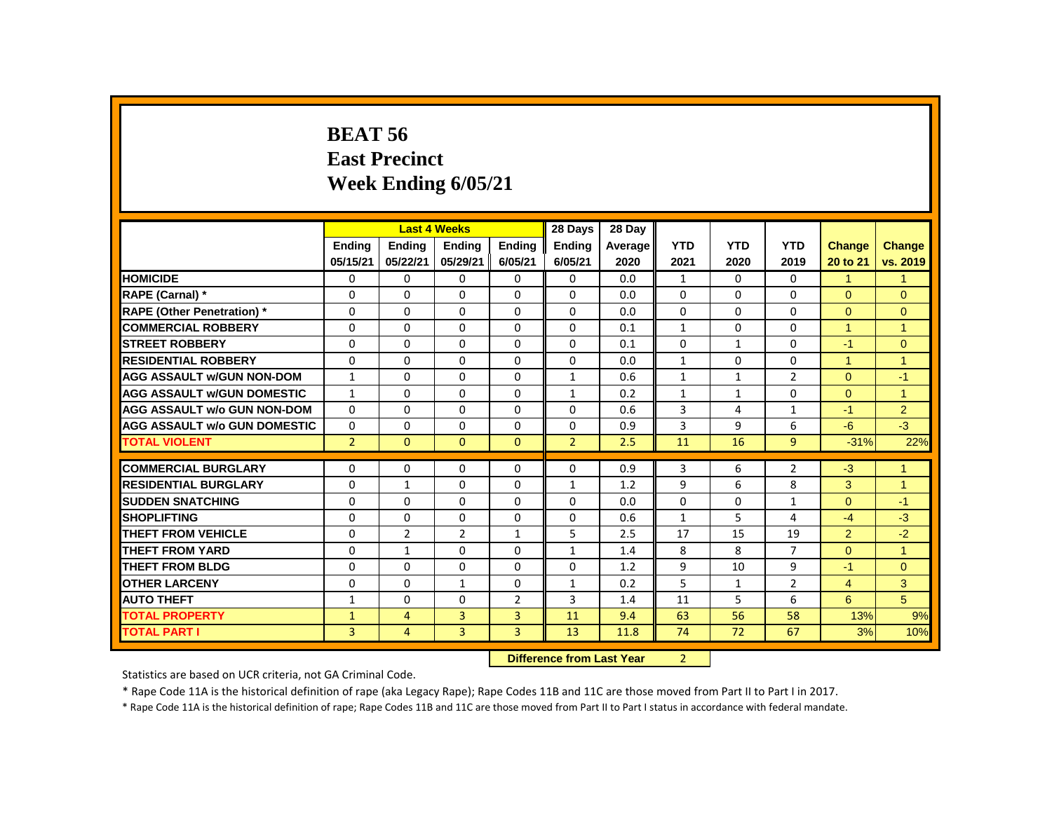# BEAT 56
## East Precinct
## Week Ending 6/05/21

| | Last 4 Weeks | | | | 28 Days | 28 Day | | | | | |
|---|---|---|---|---|---|---|---|---|---|---|---|
| | Ending 05/15/21 | Ending 05/22/21 | Ending 05/29/21 | Ending 6/05/21 | Ending 6/05/21 | Average 2020 | YTD 2021 | YTD 2020 | YTD 2019 | Change 20 to 21 | Change vs. 2019 |
| HOMICIDE | 0 | 0 | 0 | 0 | 0 | 0.0 | 1 | 0 | 0 | 1 | 1 |
| RAPE (Carnal) * | 0 | 0 | 0 | 0 | 0 | 0.0 | 0 | 0 | 0 | 0 | 0 |
| RAPE (Other Penetration) * | 0 | 0 | 0 | 0 | 0 | 0.0 | 0 | 0 | 0 | 0 | 0 |
| COMMERCIAL ROBBERY | 0 | 0 | 0 | 0 | 0 | 0.1 | 1 | 0 | 0 | 1 | 1 |
| STREET ROBBERY | 0 | 0 | 0 | 0 | 0 | 0.1 | 0 | 1 | 0 | -1 | 0 |
| RESIDENTIAL ROBBERY | 0 | 0 | 0 | 0 | 0 | 0.0 | 1 | 0 | 0 | 1 | 1 |
| AGG ASSAULT w/GUN NON-DOM | 1 | 0 | 0 | 0 | 1 | 0.6 | 1 | 1 | 2 | 0 | -1 |
| AGG ASSAULT w/GUN DOMESTIC | 1 | 0 | 0 | 0 | 1 | 0.2 | 1 | 1 | 0 | 0 | 1 |
| AGG ASSAULT w/o GUN NON-DOM | 0 | 0 | 0 | 0 | 0 | 0.6 | 3 | 4 | 1 | -1 | 2 |
| AGG ASSAULT w/o GUN DOMESTIC | 0 | 0 | 0 | 0 | 0 | 0.9 | 3 | 9 | 6 | -6 | -3 |
| TOTAL VIOLENT | 2 | 0 | 0 | 0 | 2 | 2.5 | 11 | 16 | 9 | -31% | 22% |
| COMMERCIAL BURGLARY | 0 | 0 | 0 | 0 | 0 | 0.9 | 3 | 6 | 2 | -3 | 1 |
| RESIDENTIAL BURGLARY | 0 | 1 | 0 | 0 | 1 | 1.2 | 9 | 6 | 8 | 3 | 1 |
| SUDDEN SNATCHING | 0 | 0 | 0 | 0 | 0 | 0.0 | 0 | 0 | 1 | 0 | -1 |
| SHOPLIFTING | 0 | 0 | 0 | 0 | 0 | 0.6 | 1 | 5 | 4 | -4 | -3 |
| THEFT FROM VEHICLE | 0 | 2 | 2 | 1 | 5 | 2.5 | 17 | 15 | 19 | 2 | -2 |
| THEFT FROM YARD | 0 | 1 | 0 | 0 | 1 | 1.4 | 8 | 8 | 7 | 0 | 1 |
| THEFT FROM BLDG | 0 | 0 | 0 | 0 | 0 | 1.2 | 9 | 10 | 9 | -1 | 0 |
| OTHER LARCENY | 0 | 0 | 1 | 0 | 1 | 0.2 | 5 | 1 | 2 | 4 | 3 |
| AUTO THEFT | 1 | 0 | 0 | 2 | 3 | 1.4 | 11 | 5 | 6 | 6 | 5 |
| TOTAL PROPERTY | 1 | 4 | 3 | 3 | 11 | 9.4 | 63 | 56 | 58 | 13% | 9% |
| TOTAL PART I | 3 | 4 | 3 | 3 | 13 | 11.8 | 74 | 72 | 67 | 3% | 10% |

**Difference from Last Year** 2

Statistics are based on UCR criteria, not GA Criminal Code.

* Rape Code 11A is the historical definition of rape (aka Legacy Rape); Rape Codes 11B and 11C are those moved from Part II to Part I in 2017.

* Rape Code 11A is the historical definition of rape; Rape Codes 11B and 11C are those moved from Part II to Part I status in accordance with federal mandate.